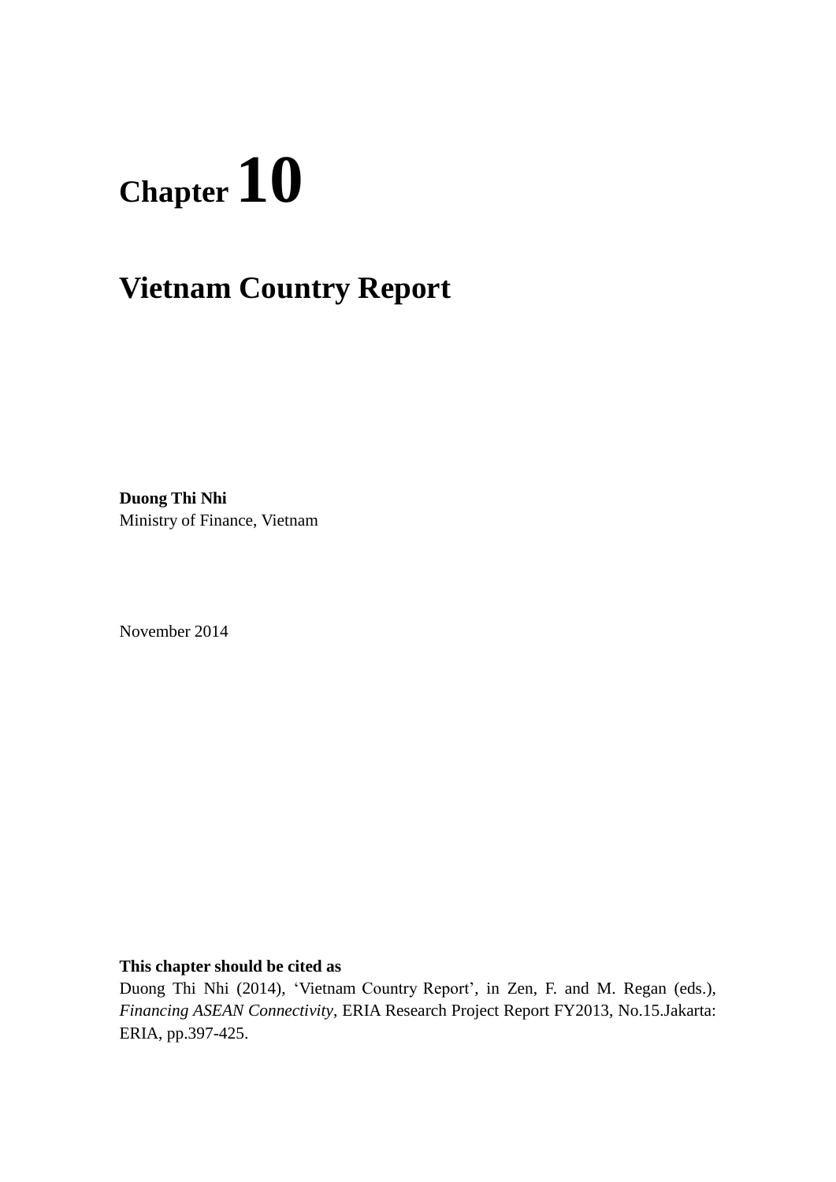# Chapter 10

# Vietnam Country Report

**Duong Thi Nhi**
Ministry of Finance, Vietnam

November 2014

**This chapter should be cited as**
Duong Thi Nhi (2014), 'Vietnam Country Report', in Zen, F. and M. Regan (eds.), *Financing ASEAN Connectivity*, ERIA Research Project Report FY2013, No.15.Jakarta: ERIA, pp.397-425.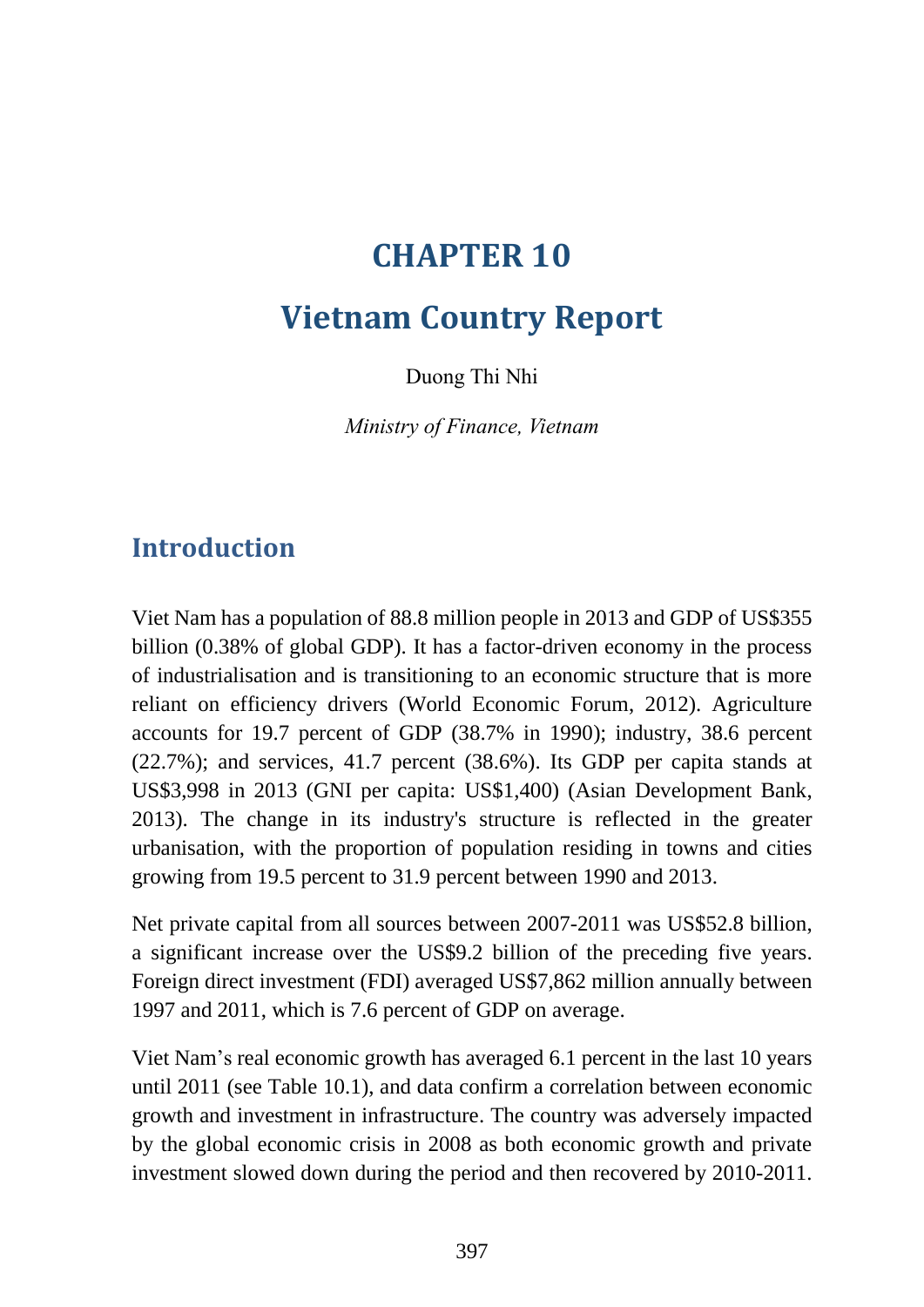# CHAPTER 10

# Vietnam Country Report

Duong Thi Nhi

*Ministry of Finance, Vietnam*

## Introduction

Viet Nam has a population of 88.8 million people in 2013 and GDP of US$355 billion (0.38% of global GDP). It has a factor-driven economy in the process of industrialisation and is transitioning to an economic structure that is more reliant on efficiency drivers (World Economic Forum, 2012). Agriculture accounts for 19.7 percent of GDP (38.7% in 1990); industry, 38.6 percent (22.7%); and services, 41.7 percent (38.6%). Its GDP per capita stands at US$3,998 in 2013 (GNI per capita: US$1,400) (Asian Development Bank, 2013). The change in its industry's structure is reflected in the greater urbanisation, with the proportion of population residing in towns and cities growing from 19.5 percent to 31.9 percent between 1990 and 2013.

Net private capital from all sources between 2007-2011 was US$52.8 billion, a significant increase over the US$9.2 billion of the preceding five years. Foreign direct investment (FDI) averaged US$7,862 million annually between 1997 and 2011, which is 7.6 percent of GDP on average.

Viet Nam's real economic growth has averaged 6.1 percent in the last 10 years until 2011 (see Table 10.1), and data confirm a correlation between economic growth and investment in infrastructure. The country was adversely impacted by the global economic crisis in 2008 as both economic growth and private investment slowed down during the period and then recovered by 2010-2011.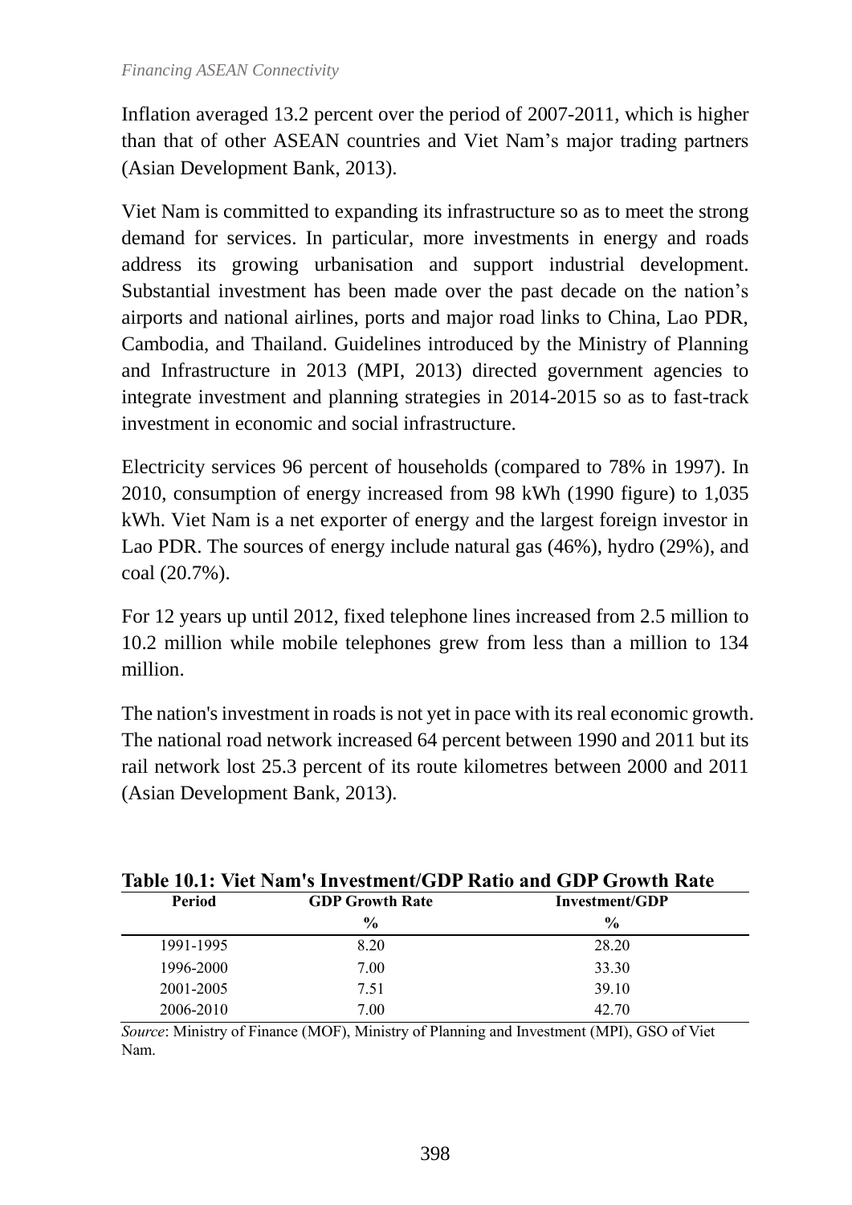Inflation averaged 13.2 percent over the period of 2007-2011, which is higher than that of other ASEAN countries and Viet Nam's major trading partners (Asian Development Bank, 2013).

Viet Nam is committed to expanding its infrastructure so as to meet the strong demand for services. In particular, more investments in energy and roads address its growing urbanisation and support industrial development. Substantial investment has been made over the past decade on the nation's airports and national airlines, ports and major road links to China, Lao PDR, Cambodia, and Thailand. Guidelines introduced by the Ministry of Planning and Infrastructure in 2013 (MPI, 2013) directed government agencies to integrate investment and planning strategies in 2014-2015 so as to fast-track investment in economic and social infrastructure.

Electricity services 96 percent of households (compared to 78% in 1997). In 2010, consumption of energy increased from 98 kWh (1990 figure) to 1,035 kWh. Viet Nam is a net exporter of energy and the largest foreign investor in Lao PDR. The sources of energy include natural gas (46%), hydro (29%), and coal (20.7%).

For 12 years up until 2012, fixed telephone lines increased from 2.5 million to 10.2 million while mobile telephones grew from less than a million to 134 million.

The nation's investment in roads is not yet in pace with its real economic growth. The national road network increased 64 percent between 1990 and 2011 but its rail network lost 25.3 percent of its route kilometres between 2000 and 2011 (Asian Development Bank, 2013).

**Table 10.1: Viet Nam's Investment/GDP Ratio and GDP Growth Rate**

| Period | GDP Growth Rate | Investment/GDP |
|---|---|---|
| | % | % |
| 1991-1995 | 8.20 | 28.20 |
| 1996-2000 | 7.00 | 33.30 |
| 2001-2005 | 7.51 | 39.10 |
| 2006-2010 | 7.00 | 42.70 |

*Source*: Ministry of Finance (MOF), Ministry of Planning and Investment (MPI), GSO of Viet Nam.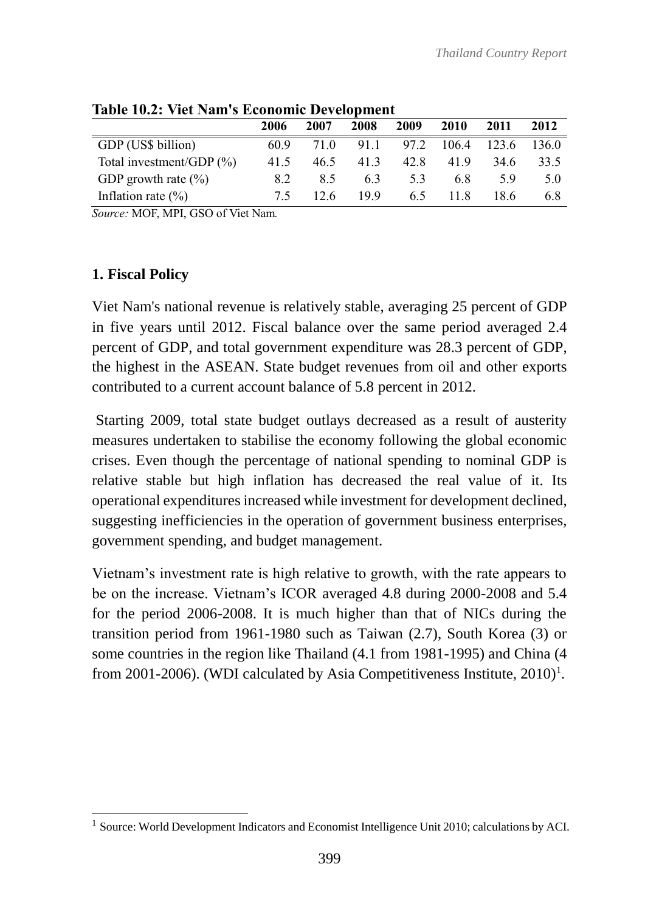**Table 10.2: Viet Nam's Economic Development**

| | 2006 | 2007 | 2008 | 2009 | 2010 | 2011 | 2012 |
|---|---|---|---|---|---|---|---|
| GDP (US$ billion) | 60.9 | 71.0 | 91.1 | 97.2 | 106.4 | 123.6 | 136.0 |
| Total investment/GDP (%) | 41.5 | 46.5 | 41.3 | 42.8 | 41.9 | 34.6 | 33.5 |
| GDP growth rate (%) | 8.2 | 8.5 | 6.3 | 5.3 | 6.8 | 5.9 | 5.0 |
| Inflation rate (%) | 7.5 | 12.6 | 19.9 | 6.5 | 11.8 | 18.6 | 6.8 |

*Source:* MOF, MPI, GSO of Viet Nam*.*

### 1. Fiscal Policy

Viet Nam's national revenue is relatively stable, averaging 25 percent of GDP in five years until 2012. Fiscal balance over the same period averaged 2.4 percent of GDP, and total government expenditure was 28.3 percent of GDP, the highest in the ASEAN. State budget revenues from oil and other exports contributed to a current account balance of 5.8 percent in 2012.

Starting 2009, total state budget outlays decreased as a result of austerity measures undertaken to stabilise the economy following the global economic crises. Even though the percentage of national spending to nominal GDP is relative stable but high inflation has decreased the real value of it. Its operational expenditures increased while investment for development declined, suggesting inefficiencies in the operation of government business enterprises, government spending, and budget management.

Vietnam's investment rate is high relative to growth, with the rate appears to be on the increase. Vietnam's ICOR averaged 4.8 during 2000-2008 and 5.4 for the period 2006-2008. It is much higher than that of NICs during the transition period from 1961-1980 such as Taiwan (2.7), South Korea (3) or some countries in the region like Thailand (4.1 from 1981-1995) and China (4 from 2001-2006). (WDI calculated by Asia Competitiveness Institute, 2010)[1].

[1] Source: World Development Indicators and Economist Intelligence Unit 2010; calculations by ACI.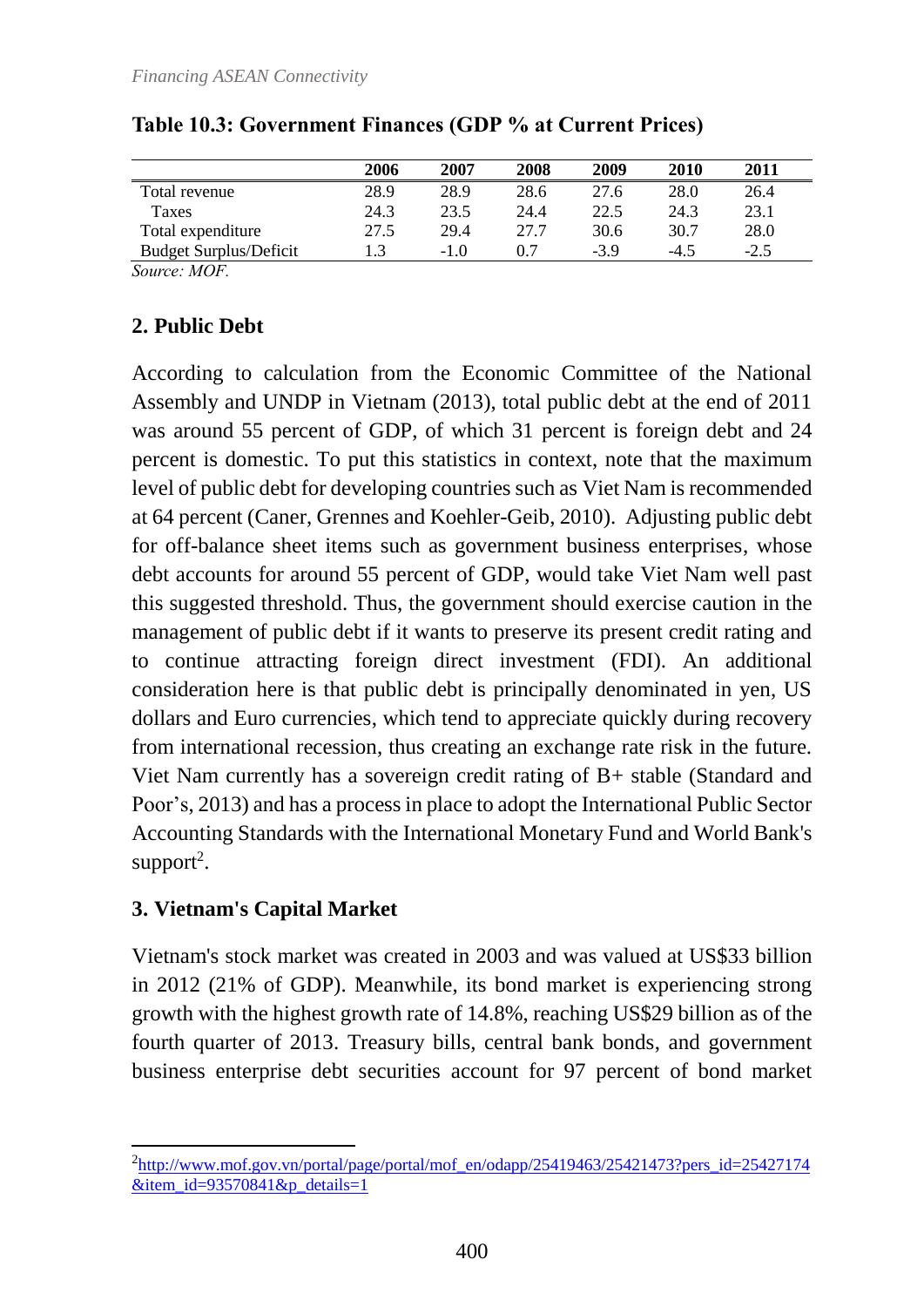**Table 10.3: Government Finances (GDP % at Current Prices)**

| | 2006 | 2007 | 2008 | 2009 | 2010 | 2011 |
|---|---|---|---|---|---|---|
| Total revenue | 28.9 | 28.9 | 28.6 | 27.6 | 28.0 | 26.4 |
| Taxes | 24.3 | 23.5 | 24.4 | 22.5 | 24.3 | 23.1 |
| Total expenditure | 27.5 | 29.4 | 27.7 | 30.6 | 30.7 | 28.0 |
| Budget Surplus/Deficit | 1.3 | -1.0 | 0.7 | -3.9 | -4.5 | -2.5 |

*Source: MOF.*

## 2. Public Debt

According to calculation from the Economic Committee of the National Assembly and UNDP in Vietnam (2013), total public debt at the end of 2011 was around 55 percent of GDP, of which 31 percent is foreign debt and 24 percent is domestic. To put this statistics in context, note that the maximum level of public debt for developing countries such as Viet Nam is recommended at 64 percent (Caner, Grennes and Koehler-Geib, 2010). Adjusting public debt for off-balance sheet items such as government business enterprises, whose debt accounts for around 55 percent of GDP, would take Viet Nam well past this suggested threshold. Thus, the government should exercise caution in the management of public debt if it wants to preserve its present credit rating and to continue attracting foreign direct investment (FDI). An additional consideration here is that public debt is principally denominated in yen, US dollars and Euro currencies, which tend to appreciate quickly during recovery from international recession, thus creating an exchange rate risk in the future. Viet Nam currently has a sovereign credit rating of B+ stable (Standard and Poor's, 2013) and has a process in place to adopt the International Public Sector Accounting Standards with the International Monetary Fund and World Bank's support[2].

## 3. Vietnam's Capital Market

Vietnam's stock market was created in 2003 and was valued at US$33 billion in 2012 (21% of GDP). Meanwhile, its bond market is experiencing strong growth with the highest growth rate of 14.8%, reaching US$29 billion as of the fourth quarter of 2013. Treasury bills, central bank bonds, and government business enterprise debt securities account for 97 percent of bond market

[2] http://www.mof.gov.vn/portal/page/portal/mof_en/odapp/25419463/25421473?pers_id=25427174&item_id=93570841&p_details=1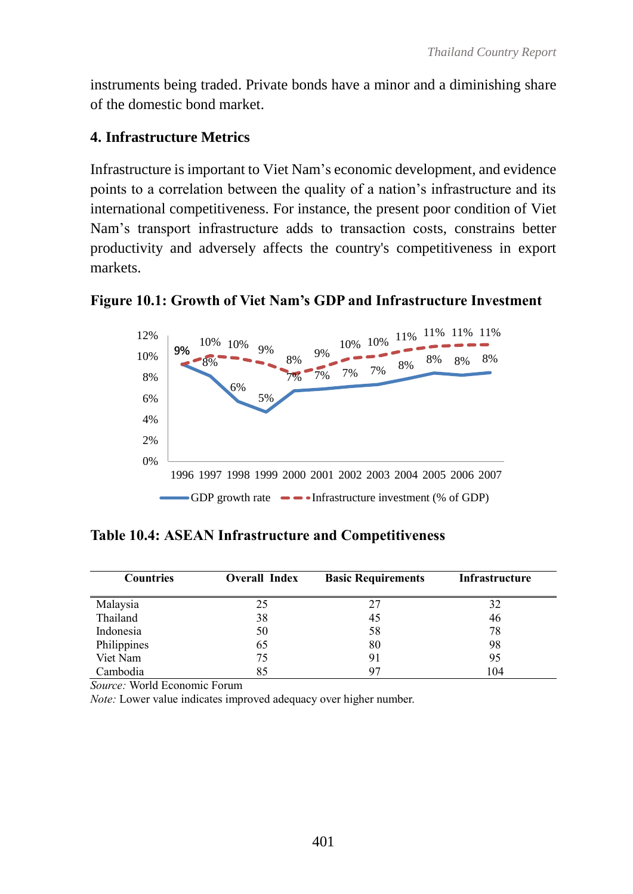instruments being traded. Private bonds have a minor and a diminishing share of the domestic bond market.

## 4. Infrastructure Metrics

Infrastructure is important to Viet Nam's economic development, and evidence points to a correlation between the quality of a nation's infrastructure and its international competitiveness. For instance, the present poor condition of Viet Nam's transport infrastructure adds to transaction costs, constrains better productivity and adversely affects the country's competitiveness in export markets.

**Figure 10.1: Growth of Viet Nam's GDP and Infrastructure Investment**

| Year | GDP growth rate | Infrastructure investment (% of GDP) |
|---|---|---|
| 1996 | 9% | 9% |
| 1997 | 8% | 10% |
| 1998 | 6% | 10% |
| 1999 | 5% | 9% |
| 2000 | 7% | 8% |
| 2001 | 7% | 9% |
| 2002 | 7% | 10% |
| 2003 | 7% | 10% |
| 2004 | 8% | 11% |
| 2005 | 8% | 11% |
| 2006 | 8% | 11% |
| 2007 | 8% | 11% |

**Table 10.4: ASEAN Infrastructure and Competitiveness**

| Countries | Overall Index | Basic Requirements | Infrastructure |
|---|---|---|---|
| Malaysia | 25 | 27 | 32 |
| Thailand | 38 | 45 | 46 |
| Indonesia | 50 | 58 | 78 |
| Philippines | 65 | 80 | 98 |
| Viet Nam | 75 | 91 | 95 |
| Cambodia | 85 | 97 | 104 |

*Source:* World Economic Forum

*Note:* Lower value indicates improved adequacy over higher number.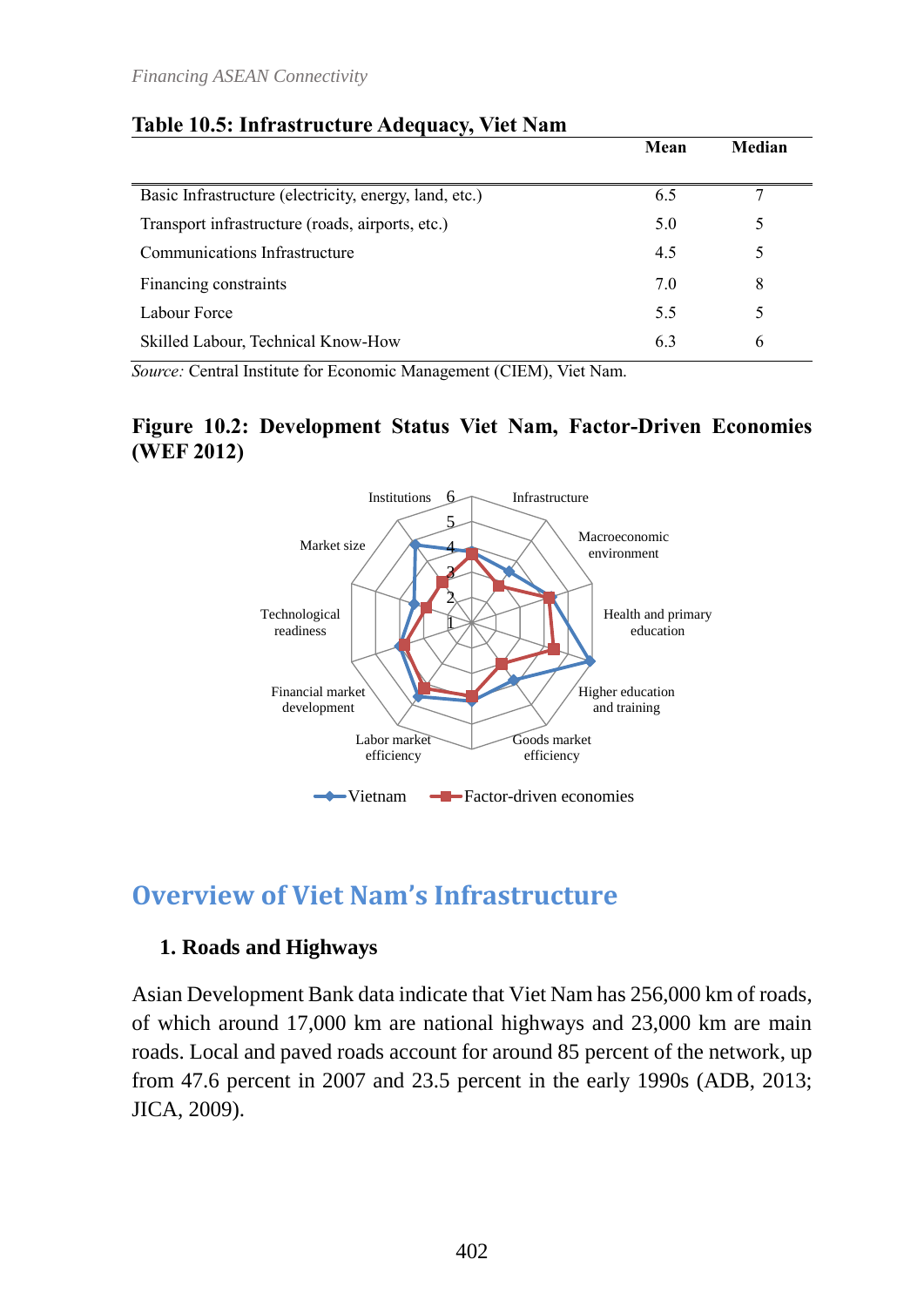**Table 10.5: Infrastructure Adequacy, Viet Nam**

| | Mean | Median |
|---|---|---|
| Basic Infrastructure (electricity, energy, land, etc.) | 6.5 | 7 |
| Transport infrastructure (roads, airports, etc.) | 5.0 | 5 |
| Communications Infrastructure | 4.5 | 5 |
| Financing constraints | 7.0 | 8 |
| Labour Force | 5.5 | 5 |
| Skilled Labour, Technical Know-How | 6.3 | 6 |

*Source:* Central Institute for Economic Management (CIEM), Viet Nam.

**Figure 10.2: Development Status Viet Nam, Factor-Driven Economies (WEF 2012)**

## Overview of Viet Nam's Infrastructure

### 1. Roads and Highways

Asian Development Bank data indicate that Viet Nam has 256,000 km of roads, of which around 17,000 km are national highways and 23,000 km are main roads. Local and paved roads account for around 85 percent of the network, up from 47.6 percent in 2007 and 23.5 percent in the early 1990s (ADB, 2013; JICA, 2009).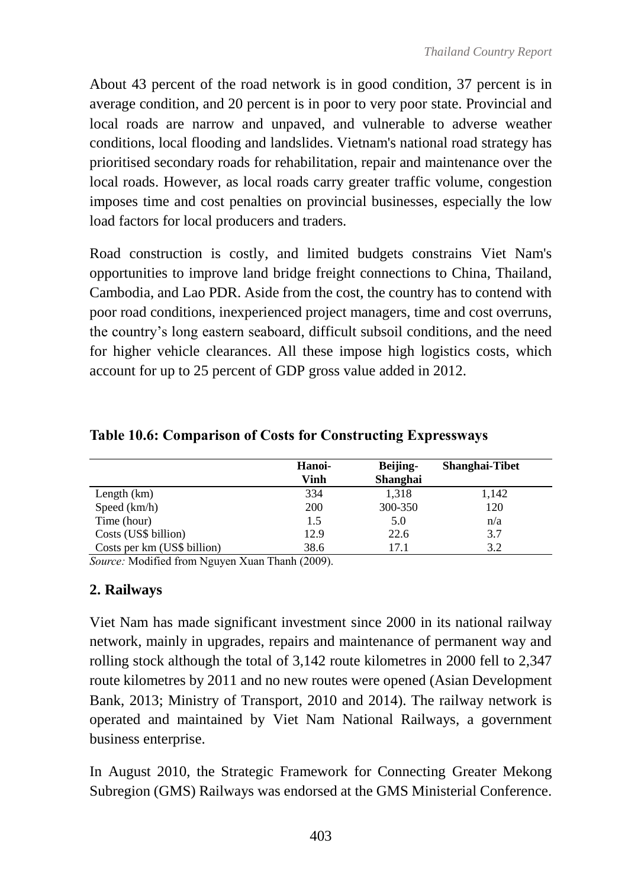About 43 percent of the road network is in good condition, 37 percent is in average condition, and 20 percent is in poor to very poor state. Provincial and local roads are narrow and unpaved, and vulnerable to adverse weather conditions, local flooding and landslides. Vietnam's national road strategy has prioritised secondary roads for rehabilitation, repair and maintenance over the local roads. However, as local roads carry greater traffic volume, congestion imposes time and cost penalties on provincial businesses, especially the low load factors for local producers and traders.

Road construction is costly, and limited budgets constrains Viet Nam's opportunities to improve land bridge freight connections to China, Thailand, Cambodia, and Lao PDR. Aside from the cost, the country has to contend with poor road conditions, inexperienced project managers, time and cost overruns, the country's long eastern seaboard, difficult subsoil conditions, and the need for higher vehicle clearances. All these impose high logistics costs, which account for up to 25 percent of GDP gross value added in 2012.

**Table 10.6: Comparison of Costs for Constructing Expressways**

| | Hanoi-Vinh | Beijing-Shanghai | Shanghai-Tibet |
|---|---|---|---|
| Length (km) | 334 | 1,318 | 1,142 |
| Speed (km/h) | 200 | 300-350 | 120 |
| Time (hour) | 1.5 | 5.0 | n/a |
| Costs (US$ billion) | 12.9 | 22.6 | 3.7 |
| Costs per km (US$ billion) | 38.6 | 17.1 | 3.2 |

*Source:* Modified from Nguyen Xuan Thanh (2009).

## 2. Railways

Viet Nam has made significant investment since 2000 in its national railway network, mainly in upgrades, repairs and maintenance of permanent way and rolling stock although the total of 3,142 route kilometres in 2000 fell to 2,347 route kilometres by 2011 and no new routes were opened (Asian Development Bank, 2013; Ministry of Transport, 2010 and 2014). The railway network is operated and maintained by Viet Nam National Railways, a government business enterprise.

In August 2010, the Strategic Framework for Connecting Greater Mekong Subregion (GMS) Railways was endorsed at the GMS Ministerial Conference.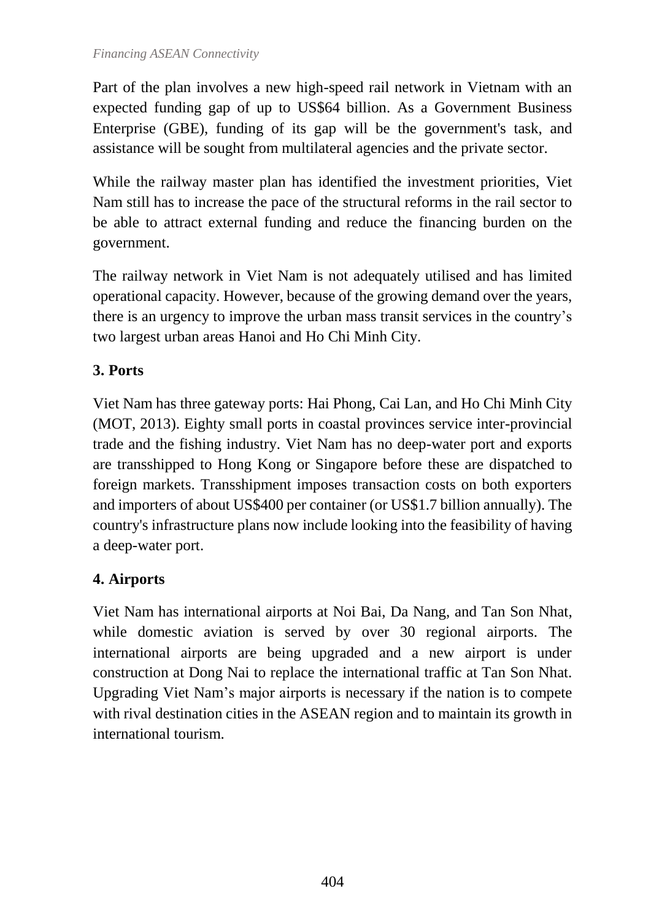Part of the plan involves a new high-speed rail network in Vietnam with an expected funding gap of up to US$64 billion. As a Government Business Enterprise (GBE), funding of its gap will be the government's task, and assistance will be sought from multilateral agencies and the private sector.

While the railway master plan has identified the investment priorities, Viet Nam still has to increase the pace of the structural reforms in the rail sector to be able to attract external funding and reduce the financing burden on the government.

The railway network in Viet Nam is not adequately utilised and has limited operational capacity. However, because of the growing demand over the years, there is an urgency to improve the urban mass transit services in the country's two largest urban areas Hanoi and Ho Chi Minh City.

### 3. Ports

Viet Nam has three gateway ports: Hai Phong, Cai Lan, and Ho Chi Minh City (MOT, 2013). Eighty small ports in coastal provinces service inter-provincial trade and the fishing industry. Viet Nam has no deep-water port and exports are transshipped to Hong Kong or Singapore before these are dispatched to foreign markets. Transshipment imposes transaction costs on both exporters and importers of about US$400 per container (or US$1.7 billion annually). The country's infrastructure plans now include looking into the feasibility of having a deep-water port.

### 4. Airports

Viet Nam has international airports at Noi Bai, Da Nang, and Tan Son Nhat, while domestic aviation is served by over 30 regional airports. The international airports are being upgraded and a new airport is under construction at Dong Nai to replace the international traffic at Tan Son Nhat. Upgrading Viet Nam's major airports is necessary if the nation is to compete with rival destination cities in the ASEAN region and to maintain its growth in international tourism.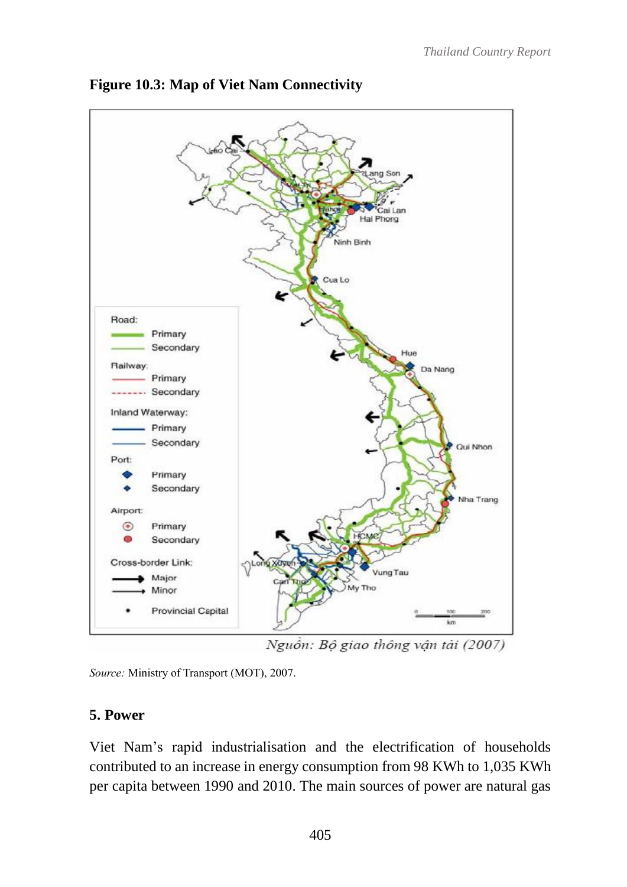**Figure 10.3: Map of Viet Nam Connectivity**

Source: Ministry of Transport (MOT), 2007.

## 5. Power

Viet Nam's rapid industrialisation and the electrification of households contributed to an increase in energy consumption from 98 KWh to 1,035 KWh per capita between 1990 and 2010. The main sources of power are natural gas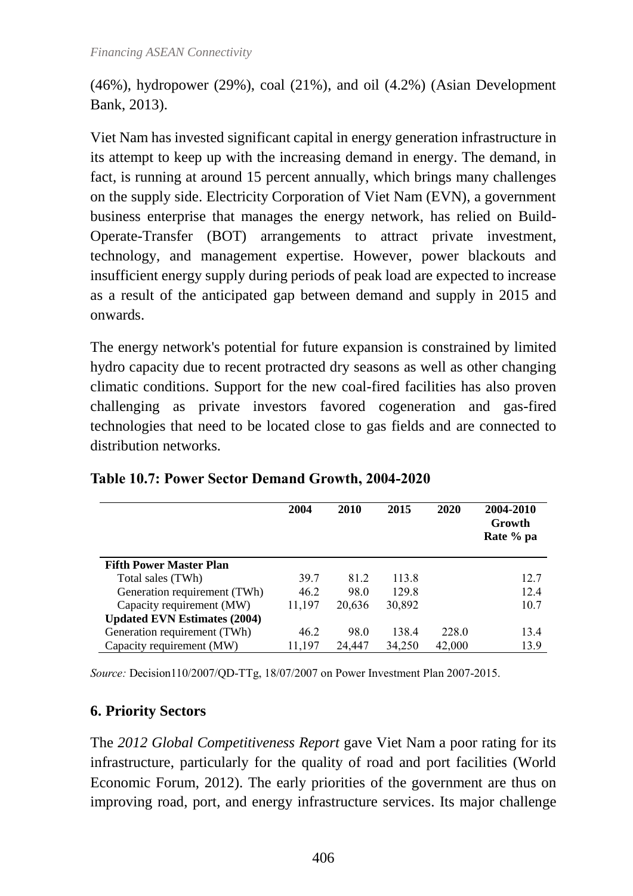(46%), hydropower (29%), coal (21%), and oil (4.2%) (Asian Development Bank, 2013).

Viet Nam has invested significant capital in energy generation infrastructure in its attempt to keep up with the increasing demand in energy. The demand, in fact, is running at around 15 percent annually, which brings many challenges on the supply side. Electricity Corporation of Viet Nam (EVN), a government business enterprise that manages the energy network, has relied on Build-Operate-Transfer (BOT) arrangements to attract private investment, technology, and management expertise. However, power blackouts and insufficient energy supply during periods of peak load are expected to increase as a result of the anticipated gap between demand and supply in 2015 and onwards.

The energy network's potential for future expansion is constrained by limited hydro capacity due to recent protracted dry seasons as well as other changing climatic conditions. Support for the new coal-fired facilities has also proven challenging as private investors favored cogeneration and gas-fired technologies that need to be located close to gas fields and are connected to distribution networks.

**Table 10.7: Power Sector Demand Growth, 2004-2020**

| | 2004 | 2010 | 2015 | 2020 | 2004-2010 Growth Rate % pa |
|---|---|---|---|---|---|
| **Fifth Power Master Plan** | | | | | |
| Total sales (TWh) | 39.7 | 81.2 | 113.8 | | 12.7 |
| Generation requirement (TWh) | 46.2 | 98.0 | 129.8 | | 12.4 |
| Capacity requirement (MW) | 11,197 | 20,636 | 30,892 | | 10.7 |
| **Updated EVN Estimates (2004)** | | | | | |
| Generation requirement (TWh) | 46.2 | 98.0 | 138.4 | 228.0 | 13.4 |
| Capacity requirement (MW) | 11,197 | 24,447 | 34,250 | 42,000 | 13.9 |

*Source:* Decision110/2007/QD-TTg, 18/07/2007 on Power Investment Plan 2007-2015.

## 6. Priority Sectors

The *2012 Global Competitiveness Report* gave Viet Nam a poor rating for its infrastructure, particularly for the quality of road and port facilities (World Economic Forum, 2012). The early priorities of the government are thus on improving road, port, and energy infrastructure services. Its major challenge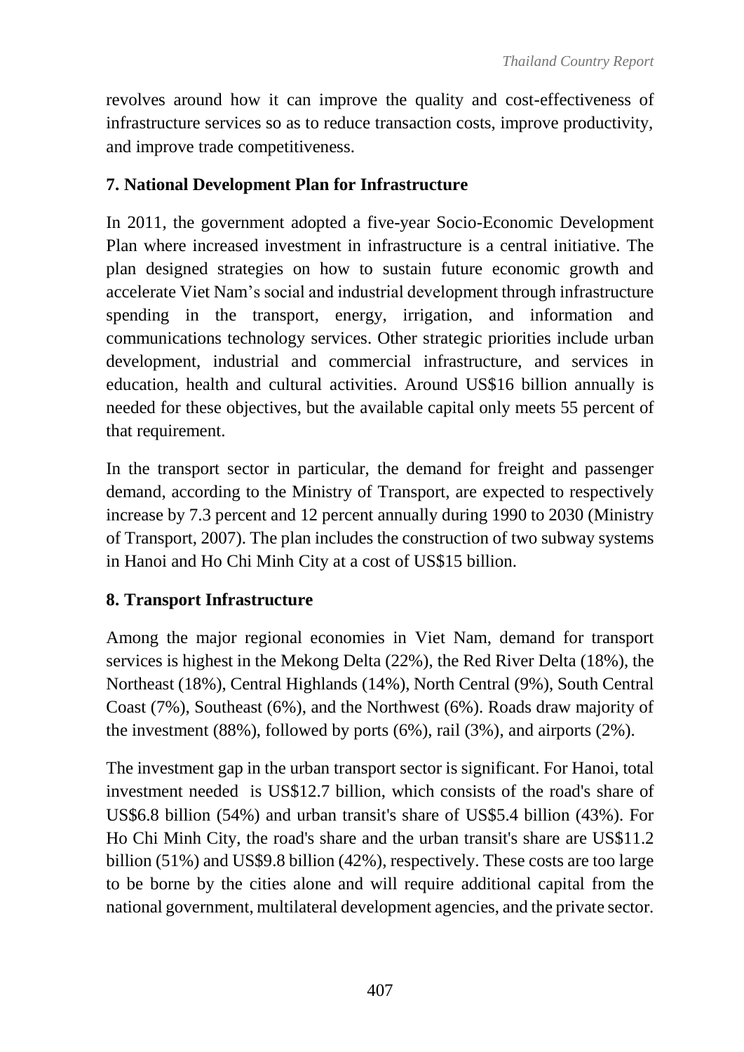revolves around how it can improve the quality and cost-effectiveness of infrastructure services so as to reduce transaction costs, improve productivity, and improve trade competitiveness.

### 7. National Development Plan for Infrastructure

In 2011, the government adopted a five-year Socio-Economic Development Plan where increased investment in infrastructure is a central initiative. The plan designed strategies on how to sustain future economic growth and accelerate Viet Nam's social and industrial development through infrastructure spending in the transport, energy, irrigation, and information and communications technology services. Other strategic priorities include urban development, industrial and commercial infrastructure, and services in education, health and cultural activities. Around US$16 billion annually is needed for these objectives, but the available capital only meets 55 percent of that requirement.

In the transport sector in particular, the demand for freight and passenger demand, according to the Ministry of Transport, are expected to respectively increase by 7.3 percent and 12 percent annually during 1990 to 2030 (Ministry of Transport, 2007). The plan includes the construction of two subway systems in Hanoi and Ho Chi Minh City at a cost of US$15 billion.

### 8. Transport Infrastructure

Among the major regional economies in Viet Nam, demand for transport services is highest in the Mekong Delta (22%), the Red River Delta (18%), the Northeast (18%), Central Highlands (14%), North Central (9%), South Central Coast (7%), Southeast (6%), and the Northwest (6%). Roads draw majority of the investment (88%), followed by ports (6%), rail (3%), and airports (2%).

The investment gap in the urban transport sector is significant. For Hanoi, total investment needed is US$12.7 billion, which consists of the road's share of US$6.8 billion (54%) and urban transit's share of US$5.4 billion (43%). For Ho Chi Minh City, the road's share and the urban transit's share are US$11.2 billion (51%) and US$9.8 billion (42%), respectively. These costs are too large to be borne by the cities alone and will require additional capital from the national government, multilateral development agencies, and the private sector.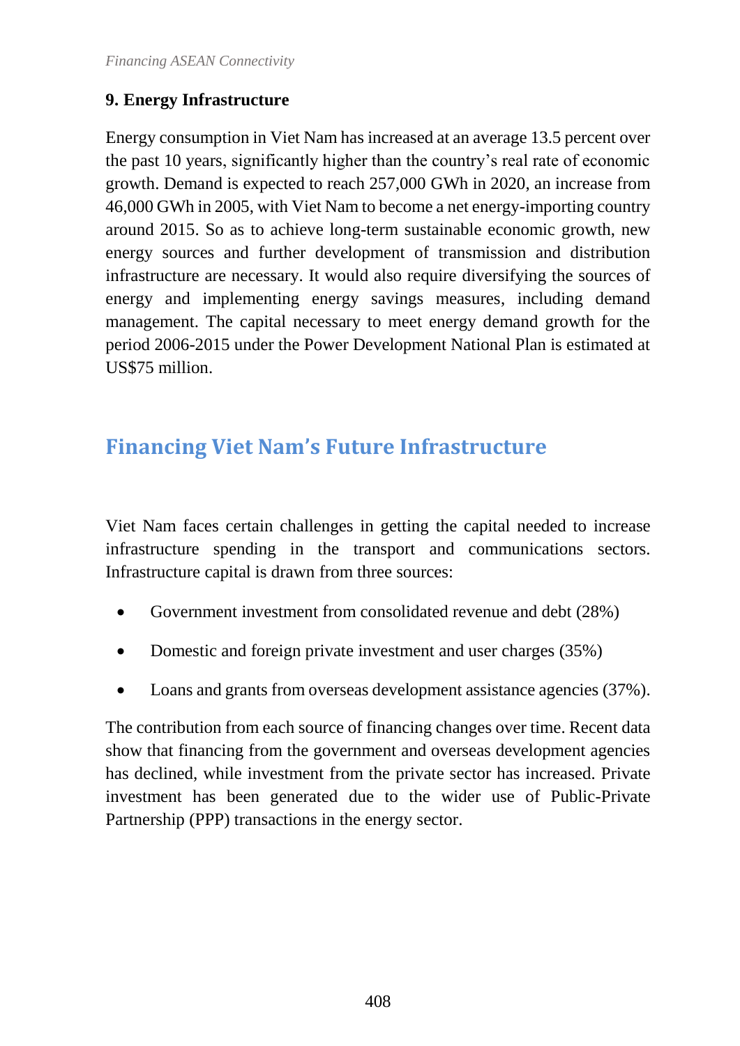### 9. Energy Infrastructure

Energy consumption in Viet Nam has increased at an average 13.5 percent over the past 10 years, significantly higher than the country's real rate of economic growth. Demand is expected to reach 257,000 GWh in 2020, an increase from 46,000 GWh in 2005, with Viet Nam to become a net energy-importing country around 2015. So as to achieve long-term sustainable economic growth, new energy sources and further development of transmission and distribution infrastructure are necessary. It would also require diversifying the sources of energy and implementing energy savings measures, including demand management. The capital necessary to meet energy demand growth for the period 2006-2015 under the Power Development National Plan is estimated at US$75 million.

## Financing Viet Nam's Future Infrastructure

Viet Nam faces certain challenges in getting the capital needed to increase infrastructure spending in the transport and communications sectors. Infrastructure capital is drawn from three sources:

- Government investment from consolidated revenue and debt (28%)
- Domestic and foreign private investment and user charges (35%)
- Loans and grants from overseas development assistance agencies (37%).

The contribution from each source of financing changes over time. Recent data show that financing from the government and overseas development agencies has declined, while investment from the private sector has increased. Private investment has been generated due to the wider use of Public-Private Partnership (PPP) transactions in the energy sector.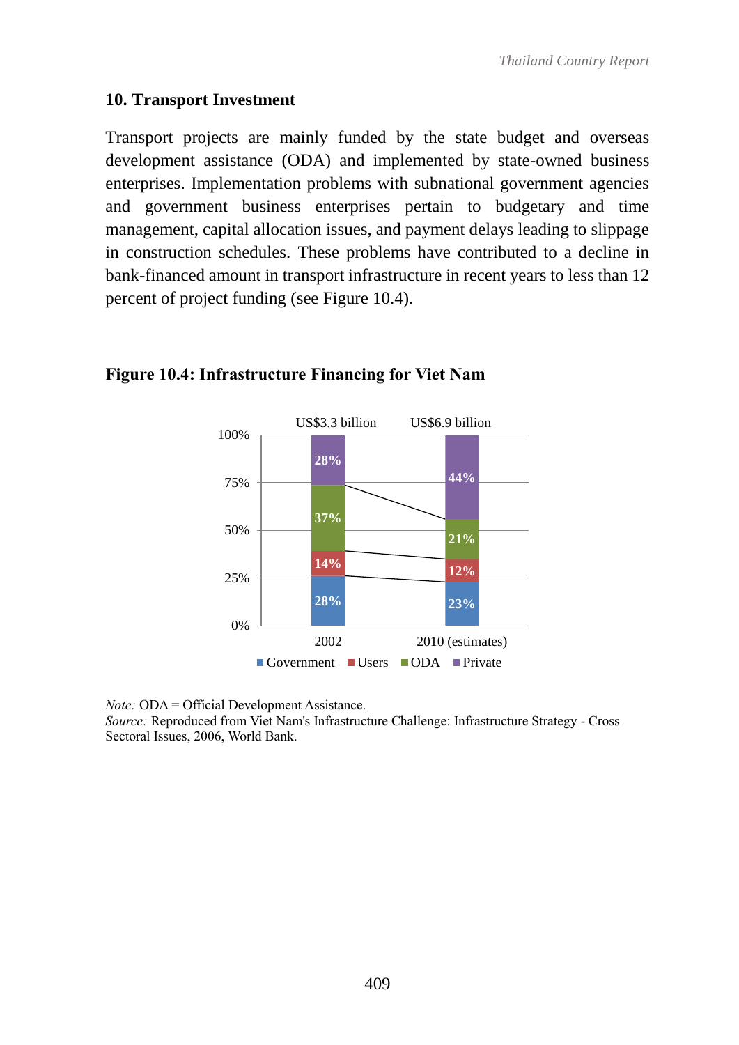## 10. Transport Investment

Transport projects are mainly funded by the state budget and overseas development assistance (ODA) and implemented by state-owned business enterprises. Implementation problems with subnational government agencies and government business enterprises pertain to budgetary and time management, capital allocation issues, and payment delays leading to slippage in construction schedules. These problems have contributed to a decline in bank-financed amount in transport infrastructure in recent years to less than 12 percent of project funding (see Figure 10.4).

**Figure 10.4: Infrastructure Financing for Viet Nam**

| | 2002 (US$3.3 billion) | 2010 (estimates) (US$6.9 billion) |
|---|---|---|
| Government | 28% | 23% |
| Users | 14% | 12% |
| ODA | 37% | 21% |
| Private | 28% | 44% |

*Note:* ODA = Official Development Assistance.
*Source:* Reproduced from Viet Nam's Infrastructure Challenge: Infrastructure Strategy - Cross Sectoral Issues, 2006, World Bank.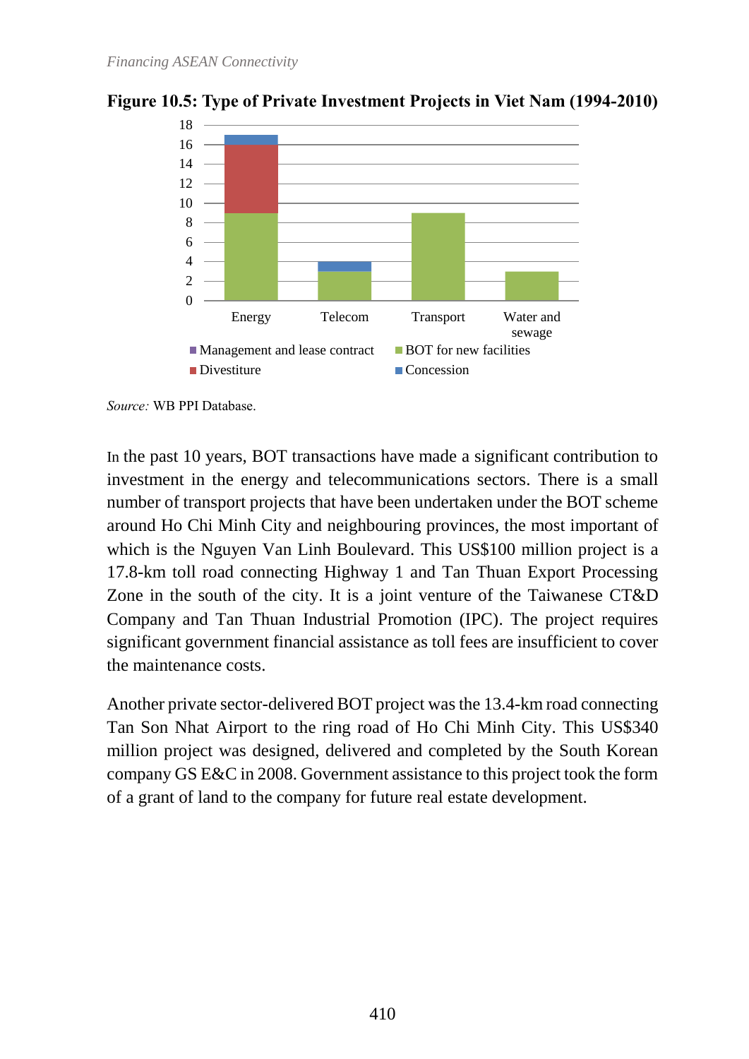**Figure 10.5: Type of Private Investment Projects in Viet Nam (1994-2010)**

*Source:* WB PPI Database.

In the past 10 years, BOT transactions have made a significant contribution to investment in the energy and telecommunications sectors. There is a small number of transport projects that have been undertaken under the BOT scheme around Ho Chi Minh City and neighbouring provinces, the most important of which is the Nguyen Van Linh Boulevard. This US$100 million project is a 17.8-km toll road connecting Highway 1 and Tan Thuan Export Processing Zone in the south of the city. It is a joint venture of the Taiwanese CT&D Company and Tan Thuan Industrial Promotion (IPC). The project requires significant government financial assistance as toll fees are insufficient to cover the maintenance costs.

Another private sector-delivered BOT project was the 13.4-km road connecting Tan Son Nhat Airport to the ring road of Ho Chi Minh City. This US$340 million project was designed, delivered and completed by the South Korean company GS E&C in 2008. Government assistance to this project took the form of a grant of land to the company for future real estate development.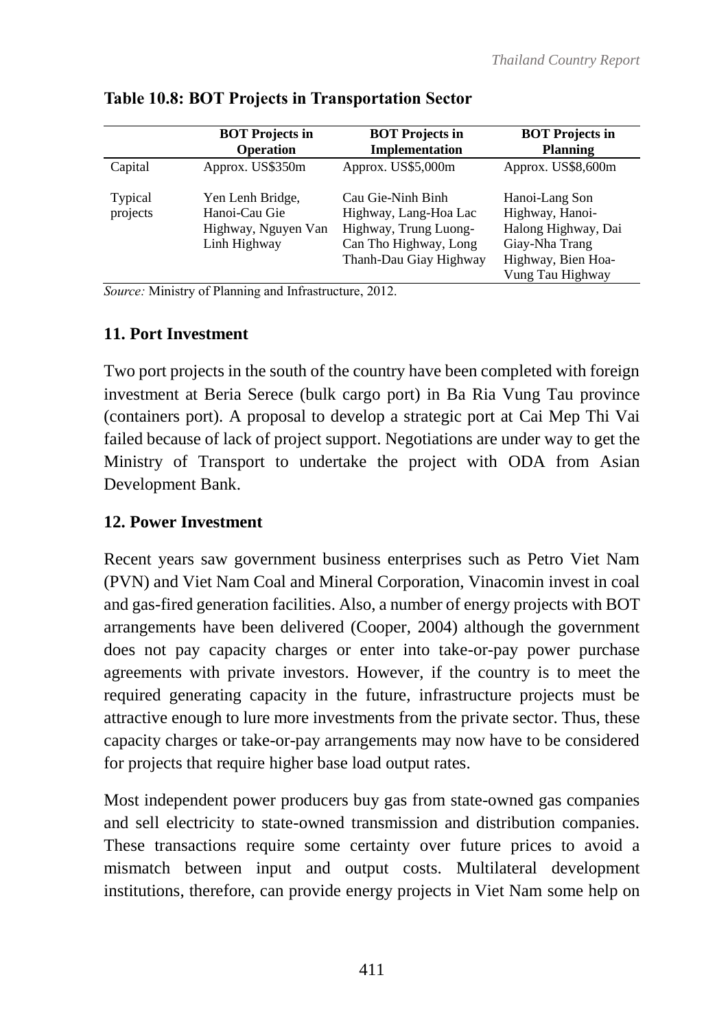**Table 10.8: BOT Projects in Transportation Sector**

| | BOT Projects in Operation | BOT Projects in Implementation | BOT Projects in Planning |
|---|---|---|---|
| Capital | Approx. US$350m | Approx. US$5,000m | Approx. US$8,600m |
| Typical projects | Yen Lenh Bridge, Hanoi-Cau Gie Highway, Nguyen Van Linh Highway | Cau Gie-Ninh Binh Highway, Lang-Hoa Lac Highway, Trung Luong-Can Tho Highway, Long Thanh-Dau Giay Highway | Hanoi-Lang Son Highway, Hanoi-Halong Highway, Dai Giay-Nha Trang Highway, Bien Hoa-Vung Tau Highway |

*Source:* Ministry of Planning and Infrastructure, 2012.

## 11. Port Investment

Two port projects in the south of the country have been completed with foreign investment at Beria Serece (bulk cargo port) in Ba Ria Vung Tau province (containers port). A proposal to develop a strategic port at Cai Mep Thi Vai failed because of lack of project support. Negotiations are under way to get the Ministry of Transport to undertake the project with ODA from Asian Development Bank.

## 12. Power Investment

Recent years saw government business enterprises such as Petro Viet Nam (PVN) and Viet Nam Coal and Mineral Corporation, Vinacomin invest in coal and gas-fired generation facilities. Also, a number of energy projects with BOT arrangements have been delivered (Cooper, 2004) although the government does not pay capacity charges or enter into take-or-pay power purchase agreements with private investors. However, if the country is to meet the required generating capacity in the future, infrastructure projects must be attractive enough to lure more investments from the private sector. Thus, these capacity charges or take-or-pay arrangements may now have to be considered for projects that require higher base load output rates.

Most independent power producers buy gas from state-owned gas companies and sell electricity to state-owned transmission and distribution companies. These transactions require some certainty over future prices to avoid a mismatch between input and output costs. Multilateral development institutions, therefore, can provide energy projects in Viet Nam some help on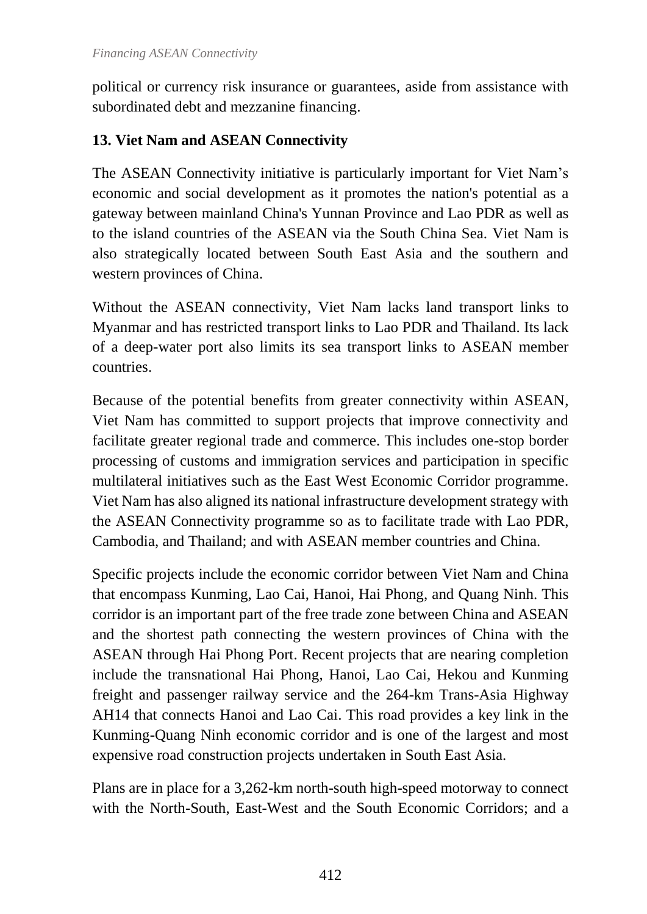political or currency risk insurance or guarantees, aside from assistance with subordinated debt and mezzanine financing.

## 13. Viet Nam and ASEAN Connectivity

The ASEAN Connectivity initiative is particularly important for Viet Nam's economic and social development as it promotes the nation's potential as a gateway between mainland China's Yunnan Province and Lao PDR as well as to the island countries of the ASEAN via the South China Sea. Viet Nam is also strategically located between South East Asia and the southern and western provinces of China.

Without the ASEAN connectivity, Viet Nam lacks land transport links to Myanmar and has restricted transport links to Lao PDR and Thailand. Its lack of a deep-water port also limits its sea transport links to ASEAN member countries.

Because of the potential benefits from greater connectivity within ASEAN, Viet Nam has committed to support projects that improve connectivity and facilitate greater regional trade and commerce. This includes one-stop border processing of customs and immigration services and participation in specific multilateral initiatives such as the East West Economic Corridor programme. Viet Nam has also aligned its national infrastructure development strategy with the ASEAN Connectivity programme so as to facilitate trade with Lao PDR, Cambodia, and Thailand; and with ASEAN member countries and China.

Specific projects include the economic corridor between Viet Nam and China that encompass Kunming, Lao Cai, Hanoi, Hai Phong, and Quang Ninh. This corridor is an important part of the free trade zone between China and ASEAN and the shortest path connecting the western provinces of China with the ASEAN through Hai Phong Port. Recent projects that are nearing completion include the transnational Hai Phong, Hanoi, Lao Cai, Hekou and Kunming freight and passenger railway service and the 264-km Trans-Asia Highway AH14 that connects Hanoi and Lao Cai. This road provides a key link in the Kunming-Quang Ninh economic corridor and is one of the largest and most expensive road construction projects undertaken in South East Asia.

Plans are in place for a 3,262-km north-south high-speed motorway to connect with the North-South, East-West and the South Economic Corridors; and a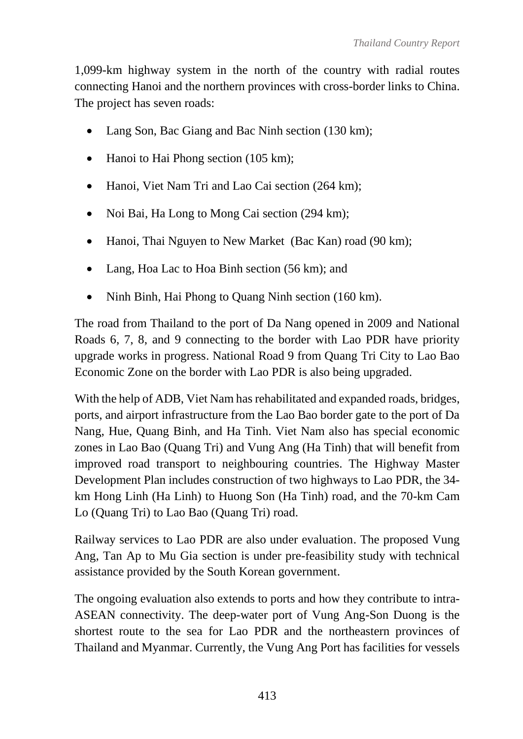1,099-km highway system in the north of the country with radial routes connecting Hanoi and the northern provinces with cross-border links to China. The project has seven roads:

- Lang Son, Bac Giang and Bac Ninh section (130 km);
- Hanoi to Hai Phong section (105 km);
- Hanoi, Viet Nam Tri and Lao Cai section (264 km);
- Noi Bai, Ha Long to Mong Cai section (294 km);
- Hanoi, Thai Nguyen to New Market (Bac Kan) road (90 km);
- Lang, Hoa Lac to Hoa Binh section (56 km); and
- Ninh Binh, Hai Phong to Quang Ninh section (160 km).

The road from Thailand to the port of Da Nang opened in 2009 and National Roads 6, 7, 8, and 9 connecting to the border with Lao PDR have priority upgrade works in progress. National Road 9 from Quang Tri City to Lao Bao Economic Zone on the border with Lao PDR is also being upgraded.

With the help of ADB, Viet Nam has rehabilitated and expanded roads, bridges, ports, and airport infrastructure from the Lao Bao border gate to the port of Da Nang, Hue, Quang Binh, and Ha Tinh. Viet Nam also has special economic zones in Lao Bao (Quang Tri) and Vung Ang (Ha Tinh) that will benefit from improved road transport to neighbouring countries. The Highway Master Development Plan includes construction of two highways to Lao PDR, the 34-km Hong Linh (Ha Linh) to Huong Son (Ha Tinh) road, and the 70-km Cam Lo (Quang Tri) to Lao Bao (Quang Tri) road.

Railway services to Lao PDR are also under evaluation. The proposed Vung Ang, Tan Ap to Mu Gia section is under pre-feasibility study with technical assistance provided by the South Korean government.

The ongoing evaluation also extends to ports and how they contribute to intra-ASEAN connectivity. The deep-water port of Vung Ang-Son Duong is the shortest route to the sea for Lao PDR and the northeastern provinces of Thailand and Myanmar. Currently, the Vung Ang Port has facilities for vessels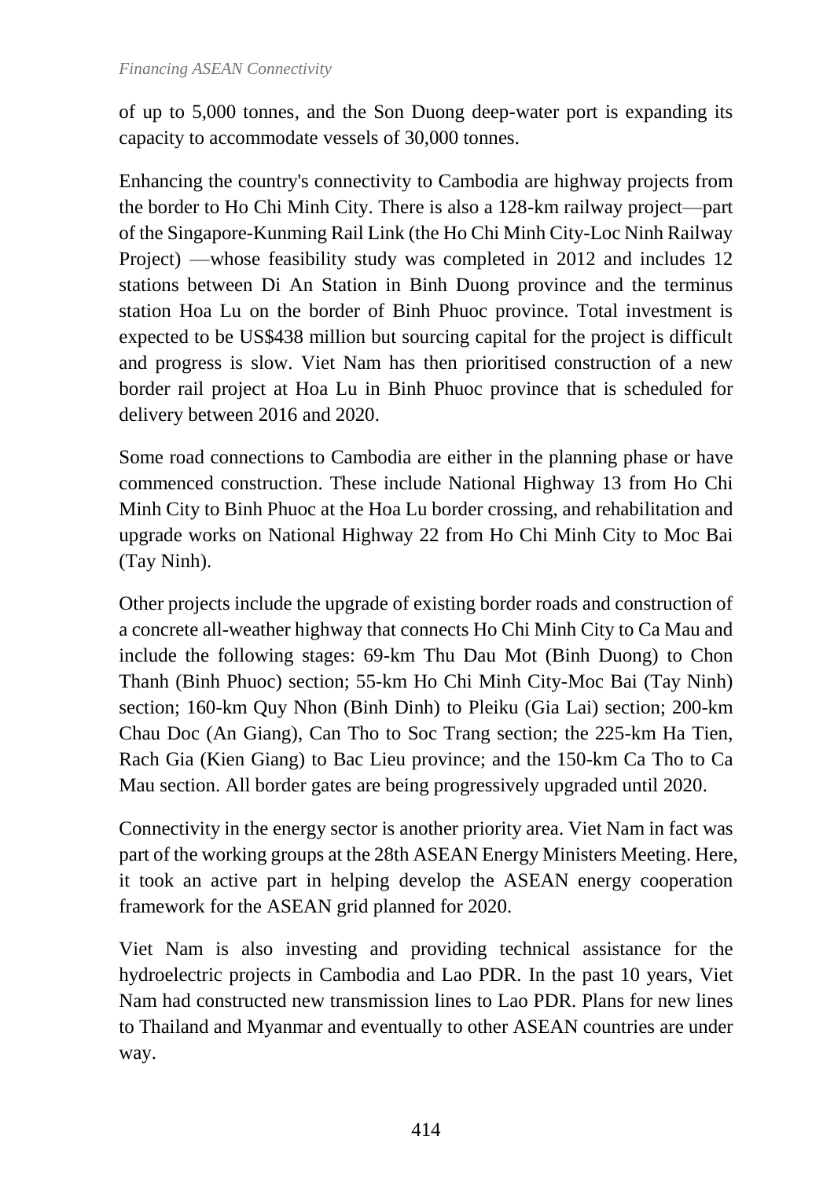of up to 5,000 tonnes, and the Son Duong deep-water port is expanding its capacity to accommodate vessels of 30,000 tonnes.

Enhancing the country's connectivity to Cambodia are highway projects from the border to Ho Chi Minh City. There is also a 128-km railway project—part of the Singapore-Kunming Rail Link (the Ho Chi Minh City-Loc Ninh Railway Project) —whose feasibility study was completed in 2012 and includes 12 stations between Di An Station in Binh Duong province and the terminus station Hoa Lu on the border of Binh Phuoc province. Total investment is expected to be US$438 million but sourcing capital for the project is difficult and progress is slow. Viet Nam has then prioritised construction of a new border rail project at Hoa Lu in Binh Phuoc province that is scheduled for delivery between 2016 and 2020.

Some road connections to Cambodia are either in the planning phase or have commenced construction. These include National Highway 13 from Ho Chi Minh City to Binh Phuoc at the Hoa Lu border crossing, and rehabilitation and upgrade works on National Highway 22 from Ho Chi Minh City to Moc Bai (Tay Ninh).

Other projects include the upgrade of existing border roads and construction of a concrete all-weather highway that connects Ho Chi Minh City to Ca Mau and include the following stages: 69-km Thu Dau Mot (Binh Duong) to Chon Thanh (Binh Phuoc) section; 55-km Ho Chi Minh City-Moc Bai (Tay Ninh) section; 160-km Quy Nhon (Binh Dinh) to Pleiku (Gia Lai) section; 200-km Chau Doc (An Giang), Can Tho to Soc Trang section; the 225-km Ha Tien, Rach Gia (Kien Giang) to Bac Lieu province; and the 150-km Ca Tho to Ca Mau section. All border gates are being progressively upgraded until 2020.

Connectivity in the energy sector is another priority area. Viet Nam in fact was part of the working groups at the 28th ASEAN Energy Ministers Meeting. Here, it took an active part in helping develop the ASEAN energy cooperation framework for the ASEAN grid planned for 2020.

Viet Nam is also investing and providing technical assistance for the hydroelectric projects in Cambodia and Lao PDR. In the past 10 years, Viet Nam had constructed new transmission lines to Lao PDR. Plans for new lines to Thailand and Myanmar and eventually to other ASEAN countries are under way.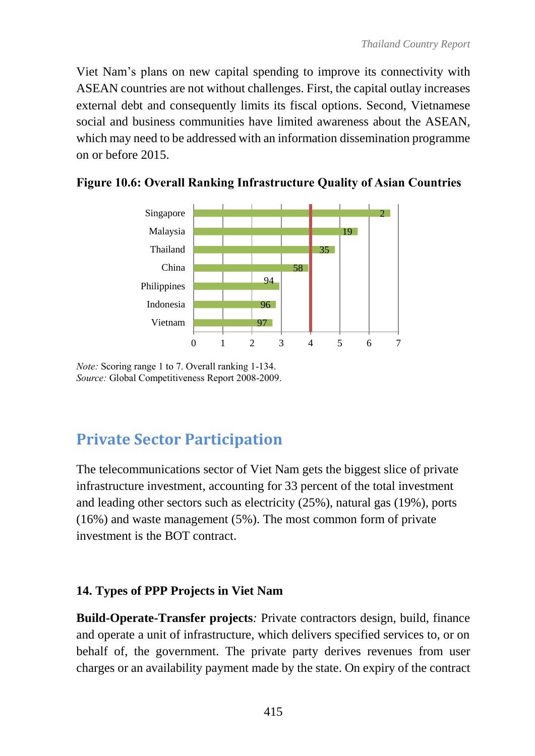Viet Nam's plans on new capital spending to improve its connectivity with ASEAN countries are not without challenges. First, the capital outlay increases external debt and consequently limits its fiscal options. Second, Vietnamese social and business communities have limited awareness about the ASEAN, which may need to be addressed with an information dissemination programme on or before 2015.

**Figure 10.6: Overall Ranking Infrastructure Quality of Asian Countries**

| Country | Ranking |
|---|---|
| Singapore | 2 |
| Malaysia | 19 |
| Thailand | 35 |
| China | 58 |
| Philippines | 94 |
| Indonesia | 96 |
| Vietnam | 97 |

*Note:* Scoring range 1 to 7. Overall ranking 1-134.
*Source:* Global Competitiveness Report 2008-2009.

## Private Sector Participation

The telecommunications sector of Viet Nam gets the biggest slice of private infrastructure investment, accounting for 33 percent of the total investment and leading other sectors such as electricity (25%), natural gas (19%), ports (16%) and waste management (5%). The most common form of private investment is the BOT contract.

### 14. Types of PPP Projects in Viet Nam

**Build-Operate-Transfer projects***:* Private contractors design, build, finance and operate a unit of infrastructure, which delivers specified services to, or on behalf of, the government. The private party derives revenues from user charges or an availability payment made by the state. On expiry of the contract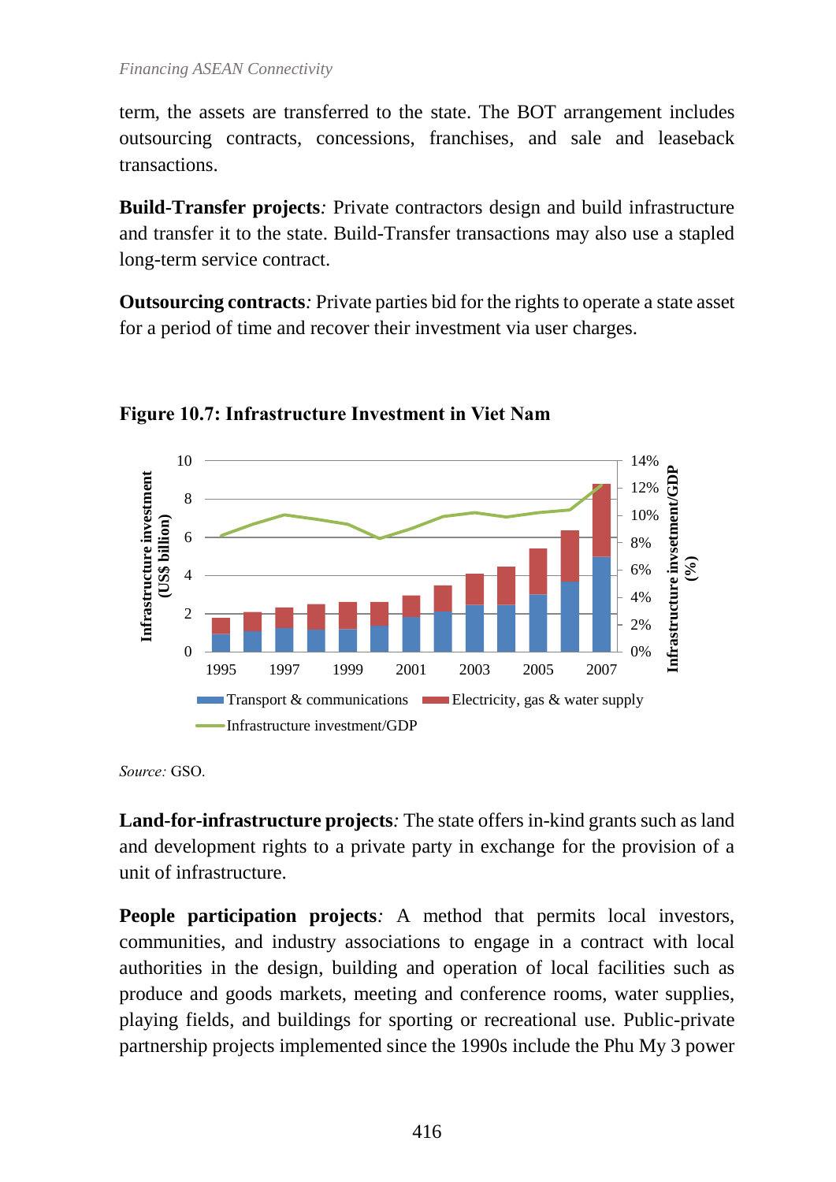term, the assets are transferred to the state. The BOT arrangement includes outsourcing contracts, concessions, franchises, and sale and leaseback transactions.

**Build-Transfer projects***:* Private contractors design and build infrastructure and transfer it to the state. Build-Transfer transactions may also use a stapled long-term service contract.

**Outsourcing contracts***:* Private parties bid for the rights to operate a state asset for a period of time and recover their investment via user charges.

**Figure 10.7: Infrastructure Investment in Viet Nam**

*Source:* GSO.

**Land-for-infrastructure projects***:* The state offers in-kind grants such as land and development rights to a private party in exchange for the provision of a unit of infrastructure.

**People participation projects***:* A method that permits local investors, communities, and industry associations to engage in a contract with local authorities in the design, building and operation of local facilities such as produce and goods markets, meeting and conference rooms, water supplies, playing fields, and buildings for sporting or recreational use. Public-private partnership projects implemented since the 1990s include the Phu My 3 power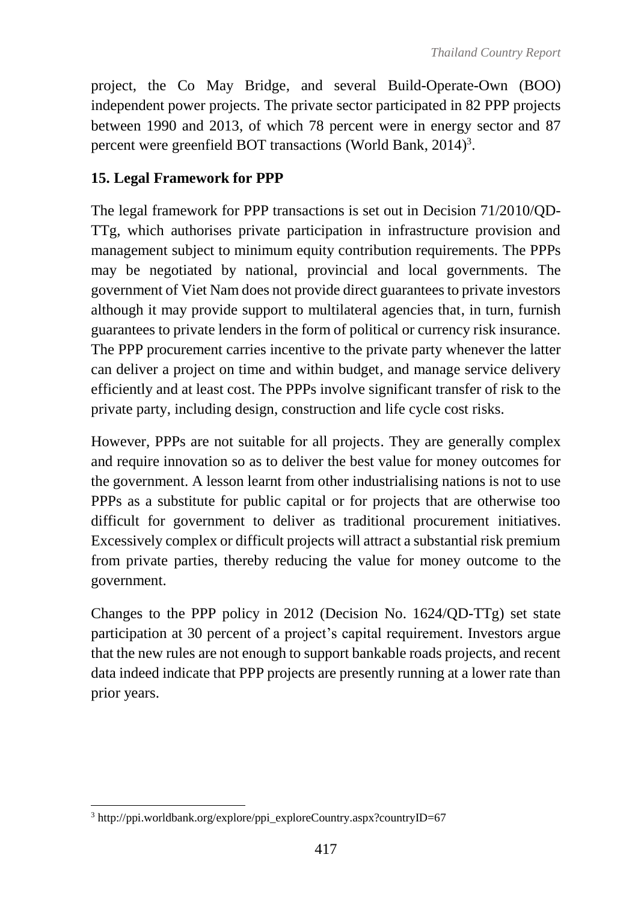project, the Co May Bridge, and several Build-Operate-Own (BOO) independent power projects. The private sector participated in 82 PPP projects between 1990 and 2013, of which 78 percent were in energy sector and 87 percent were greenfield BOT transactions (World Bank, 2014)[3].

## 15. Legal Framework for PPP

The legal framework for PPP transactions is set out in Decision 71/2010/QD-TTg, which authorises private participation in infrastructure provision and management subject to minimum equity contribution requirements. The PPPs may be negotiated by national, provincial and local governments. The government of Viet Nam does not provide direct guarantees to private investors although it may provide support to multilateral agencies that, in turn, furnish guarantees to private lenders in the form of political or currency risk insurance. The PPP procurement carries incentive to the private party whenever the latter can deliver a project on time and within budget, and manage service delivery efficiently and at least cost. The PPPs involve significant transfer of risk to the private party, including design, construction and life cycle cost risks.

However, PPPs are not suitable for all projects. They are generally complex and require innovation so as to deliver the best value for money outcomes for the government. A lesson learnt from other industrialising nations is not to use PPPs as a substitute for public capital or for projects that are otherwise too difficult for government to deliver as traditional procurement initiatives. Excessively complex or difficult projects will attract a substantial risk premium from private parties, thereby reducing the value for money outcome to the government.

Changes to the PPP policy in 2012 (Decision No. 1624/QD-TTg) set state participation at 30 percent of a project's capital requirement. Investors argue that the new rules are not enough to support bankable roads projects, and recent data indeed indicate that PPP projects are presently running at a lower rate than prior years.

---

[3] http://ppi.worldbank.org/explore/ppi_exploreCountry.aspx?countryID=67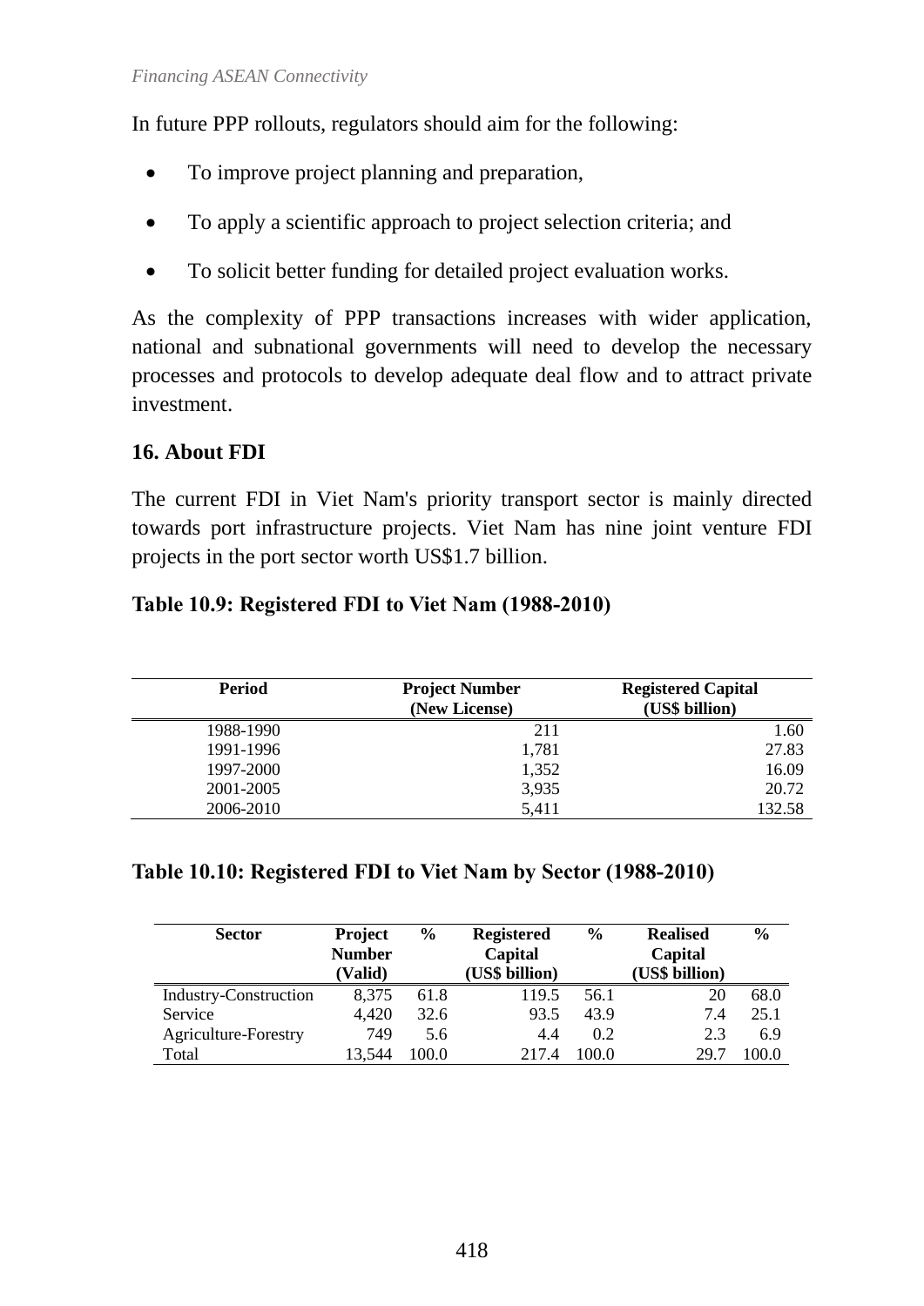In future PPP rollouts, regulators should aim for the following:

- To improve project planning and preparation,
- To apply a scientific approach to project selection criteria; and
- To solicit better funding for detailed project evaluation works.

As the complexity of PPP transactions increases with wider application, national and subnational governments will need to develop the necessary processes and protocols to develop adequate deal flow and to attract private investment.

### 16. About FDI

The current FDI in Viet Nam's priority transport sector is mainly directed towards port infrastructure projects. Viet Nam has nine joint venture FDI projects in the port sector worth US$1.7 billion.

**Table 10.9: Registered FDI to Viet Nam (1988-2010)**

| Period | Project Number (New License) | Registered Capital (US$ billion) |
|---|---|---|
| 1988-1990 | 211 | 1.60 |
| 1991-1996 | 1,781 | 27.83 |
| 1997-2000 | 1,352 | 16.09 |
| 2001-2005 | 3,935 | 20.72 |
| 2006-2010 | 5,411 | 132.58 |

**Table 10.10: Registered FDI to Viet Nam by Sector (1988-2010)**

| Sector | Project Number (Valid) | % | Registered Capital (US$ billion) | % | Realised Capital (US$ billion) | % |
|---|---|---|---|---|---|---|
| Industry-Construction | 8,375 | 61.8 | 119.5 | 56.1 | 20 | 68.0 |
| Service | 4,420 | 32.6 | 93.5 | 43.9 | 7.4 | 25.1 |
| Agriculture-Forestry | 749 | 5.6 | 4.4 | 0.2 | 2.3 | 6.9 |
| Total | 13,544 | 100.0 | 217.4 | 100.0 | 29.7 | 100.0 |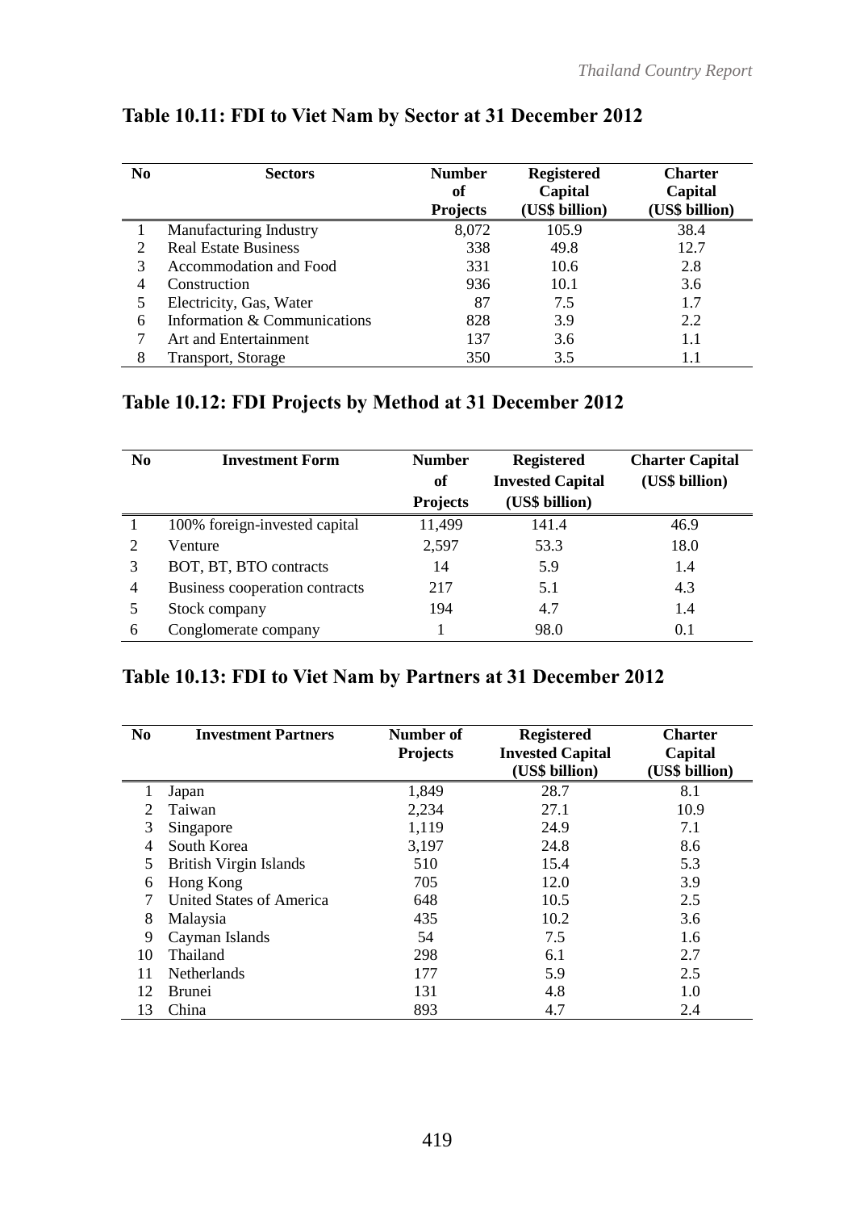## Table 10.11: FDI to Viet Nam by Sector at 31 December 2012

| No | Sectors | Number of Projects | Registered Capital (US$ billion) | Charter Capital (US$ billion) |
|---|---|---|---|---|
| 1 | Manufacturing Industry | 8,072 | 105.9 | 38.4 |
| 2 | Real Estate Business | 338 | 49.8 | 12.7 |
| 3 | Accommodation and Food | 331 | 10.6 | 2.8 |
| 4 | Construction | 936 | 10.1 | 3.6 |
| 5 | Electricity, Gas, Water | 87 | 7.5 | 1.7 |
| 6 | Information & Communications | 828 | 3.9 | 2.2 |
| 7 | Art and Entertainment | 137 | 3.6 | 1.1 |
| 8 | Transport, Storage | 350 | 3.5 | 1.1 |

## Table 10.12: FDI Projects by Method at 31 December 2012

| No | Investment Form | Number of Projects | Registered Invested Capital (US$ billion) | Charter Capital (US$ billion) |
|---|---|---|---|---|
| 1 | 100% foreign-invested capital | 11,499 | 141.4 | 46.9 |
| 2 | Venture | 2,597 | 53.3 | 18.0 |
| 3 | BOT, BT, BTO contracts | 14 | 5.9 | 1.4 |
| 4 | Business cooperation contracts | 217 | 5.1 | 4.3 |
| 5 | Stock company | 194 | 4.7 | 1.4 |
| 6 | Conglomerate company | 1 | 98.0 | 0.1 |

## Table 10.13: FDI to Viet Nam by Partners at 31 December 2012

| No | Investment Partners | Number of Projects | Registered Invested Capital (US$ billion) | Charter Capital (US$ billion) |
|---|---|---|---|---|
| 1 | Japan | 1,849 | 28.7 | 8.1 |
| 2 | Taiwan | 2,234 | 27.1 | 10.9 |
| 3 | Singapore | 1,119 | 24.9 | 7.1 |
| 4 | South Korea | 3,197 | 24.8 | 8.6 |
| 5 | British Virgin Islands | 510 | 15.4 | 5.3 |
| 6 | Hong Kong | 705 | 12.0 | 3.9 |
| 7 | United States of America | 648 | 10.5 | 2.5 |
| 8 | Malaysia | 435 | 10.2 | 3.6 |
| 9 | Cayman Islands | 54 | 7.5 | 1.6 |
| 10 | Thailand | 298 | 6.1 | 2.7 |
| 11 | Netherlands | 177 | 5.9 | 2.5 |
| 12 | Brunei | 131 | 4.8 | 1.0 |
| 13 | China | 893 | 4.7 | 2.4 |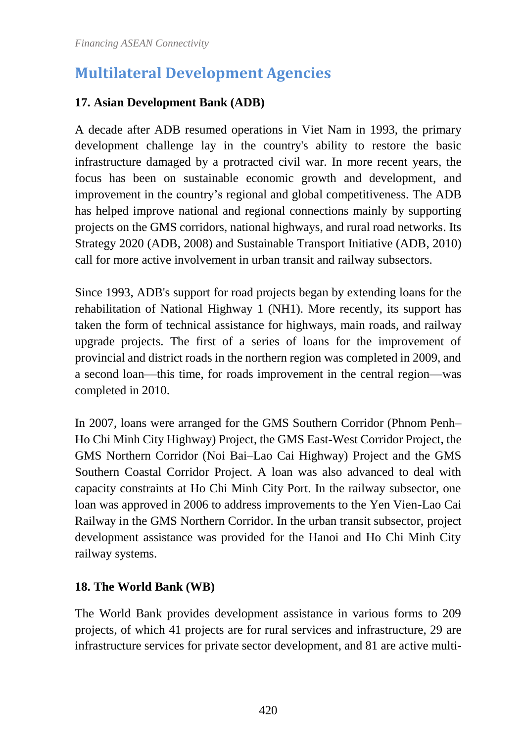## Multilateral Development Agencies

### 17. Asian Development Bank (ADB)

A decade after ADB resumed operations in Viet Nam in 1993, the primary development challenge lay in the country's ability to restore the basic infrastructure damaged by a protracted civil war. In more recent years, the focus has been on sustainable economic growth and development, and improvement in the country's regional and global competitiveness. The ADB has helped improve national and regional connections mainly by supporting projects on the GMS corridors, national highways, and rural road networks. Its Strategy 2020 (ADB, 2008) and Sustainable Transport Initiative (ADB, 2010) call for more active involvement in urban transit and railway subsectors.

Since 1993, ADB's support for road projects began by extending loans for the rehabilitation of National Highway 1 (NH1). More recently, its support has taken the form of technical assistance for highways, main roads, and railway upgrade projects. The first of a series of loans for the improvement of provincial and district roads in the northern region was completed in 2009, and a second loan—this time, for roads improvement in the central region—was completed in 2010.

In 2007, loans were arranged for the GMS Southern Corridor (Phnom Penh–Ho Chi Minh City Highway) Project, the GMS East-West Corridor Project, the GMS Northern Corridor (Noi Bai–Lao Cai Highway) Project and the GMS Southern Coastal Corridor Project. A loan was also advanced to deal with capacity constraints at Ho Chi Minh City Port. In the railway subsector, one loan was approved in 2006 to address improvements to the Yen Vien-Lao Cai Railway in the GMS Northern Corridor. In the urban transit subsector, project development assistance was provided for the Hanoi and Ho Chi Minh City railway systems.

### 18. The World Bank (WB)

The World Bank provides development assistance in various forms to 209 projects, of which 41 projects are for rural services and infrastructure, 29 are infrastructure services for private sector development, and 81 are active multi-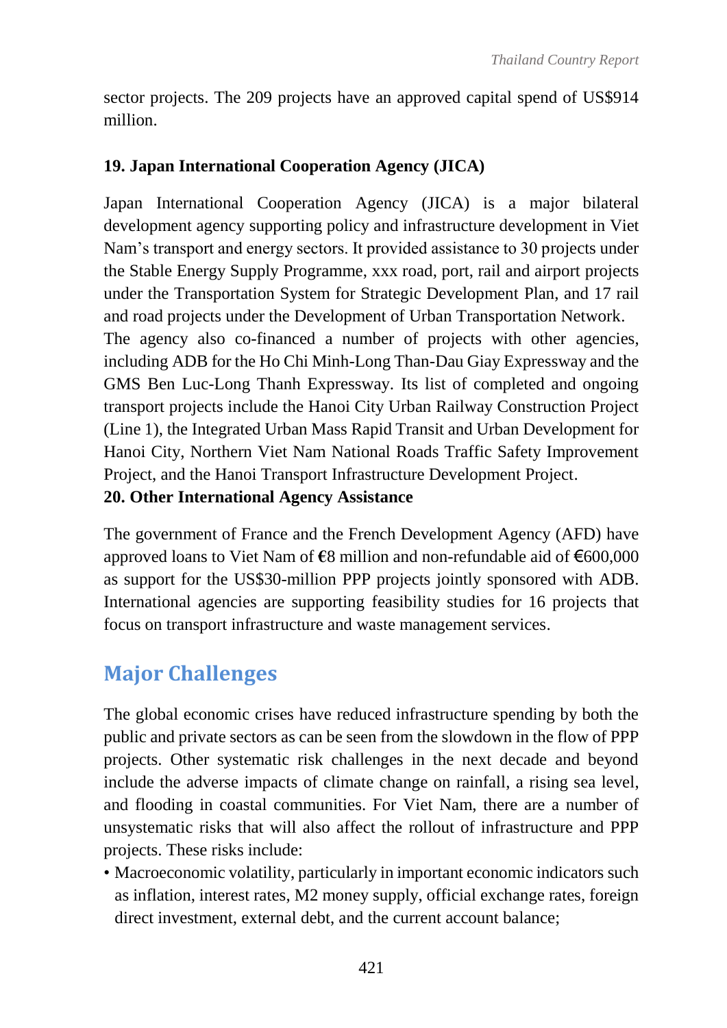sector projects. The 209 projects have an approved capital spend of US$914 million.

**19. Japan International Cooperation Agency (JICA)**

Japan International Cooperation Agency (JICA) is a major bilateral development agency supporting policy and infrastructure development in Viet Nam's transport and energy sectors. It provided assistance to 30 projects under the Stable Energy Supply Programme, xxx road, port, rail and airport projects under the Transportation System for Strategic Development Plan, and 17 rail and road projects under the Development of Urban Transportation Network. The agency also co-financed a number of projects with other agencies, including ADB for the Ho Chi Minh-Long Than-Dau Giay Expressway and the GMS Ben Luc-Long Thanh Expressway. Its list of completed and ongoing transport projects include the Hanoi City Urban Railway Construction Project (Line 1), the Integrated Urban Mass Rapid Transit and Urban Development for Hanoi City, Northern Viet Nam National Roads Traffic Safety Improvement Project, and the Hanoi Transport Infrastructure Development Project.

**20. Other International Agency Assistance**

The government of France and the French Development Agency (AFD) have approved loans to Viet Nam of €8 million and non-refundable aid of €600,000 as support for the US$30-million PPP projects jointly sponsored with ADB. International agencies are supporting feasibility studies for 16 projects that focus on transport infrastructure and waste management services.

## Major Challenges

The global economic crises have reduced infrastructure spending by both the public and private sectors as can be seen from the slowdown in the flow of PPP projects. Other systematic risk challenges in the next decade and beyond include the adverse impacts of climate change on rainfall, a rising sea level, and flooding in coastal communities. For Viet Nam, there are a number of unsystematic risks that will also affect the rollout of infrastructure and PPP projects. These risks include:

- Macroeconomic volatility, particularly in important economic indicators such as inflation, interest rates, M2 money supply, official exchange rates, foreign direct investment, external debt, and the current account balance;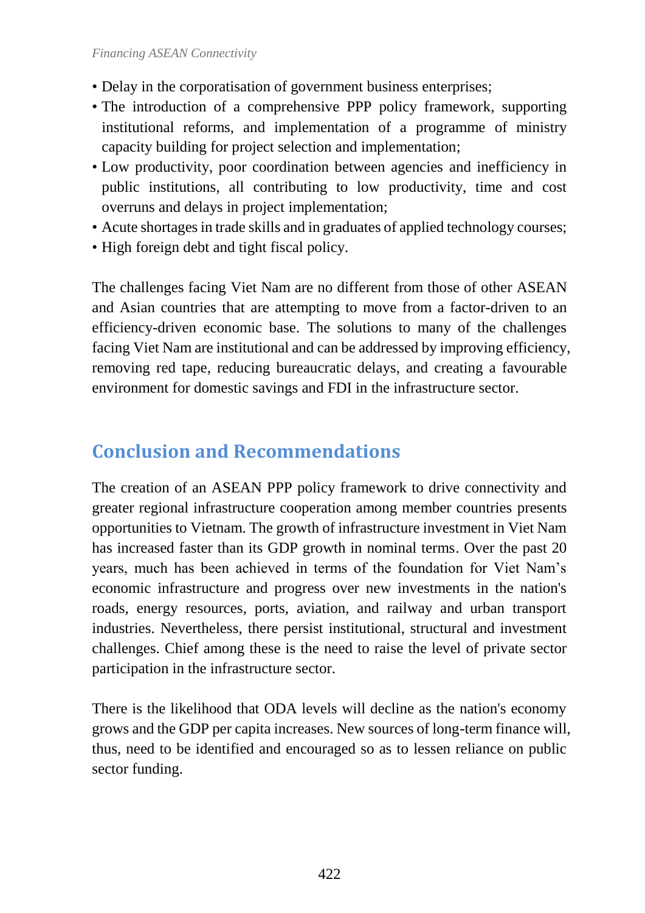- Delay in the corporatisation of government business enterprises;
- The introduction of a comprehensive PPP policy framework, supporting institutional reforms, and implementation of a programme of ministry capacity building for project selection and implementation;
- Low productivity, poor coordination between agencies and inefficiency in public institutions, all contributing to low productivity, time and cost overruns and delays in project implementation;
- Acute shortages in trade skills and in graduates of applied technology courses;
- High foreign debt and tight fiscal policy.

The challenges facing Viet Nam are no different from those of other ASEAN and Asian countries that are attempting to move from a factor-driven to an efficiency-driven economic base. The solutions to many of the challenges facing Viet Nam are institutional and can be addressed by improving efficiency, removing red tape, reducing bureaucratic delays, and creating a favourable environment for domestic savings and FDI in the infrastructure sector.

## Conclusion and Recommendations

The creation of an ASEAN PPP policy framework to drive connectivity and greater regional infrastructure cooperation among member countries presents opportunities to Vietnam. The growth of infrastructure investment in Viet Nam has increased faster than its GDP growth in nominal terms. Over the past 20 years, much has been achieved in terms of the foundation for Viet Nam's economic infrastructure and progress over new investments in the nation's roads, energy resources, ports, aviation, and railway and urban transport industries. Nevertheless, there persist institutional, structural and investment challenges. Chief among these is the need to raise the level of private sector participation in the infrastructure sector.

There is the likelihood that ODA levels will decline as the nation's economy grows and the GDP per capita increases. New sources of long-term finance will, thus, need to be identified and encouraged so as to lessen reliance on public sector funding.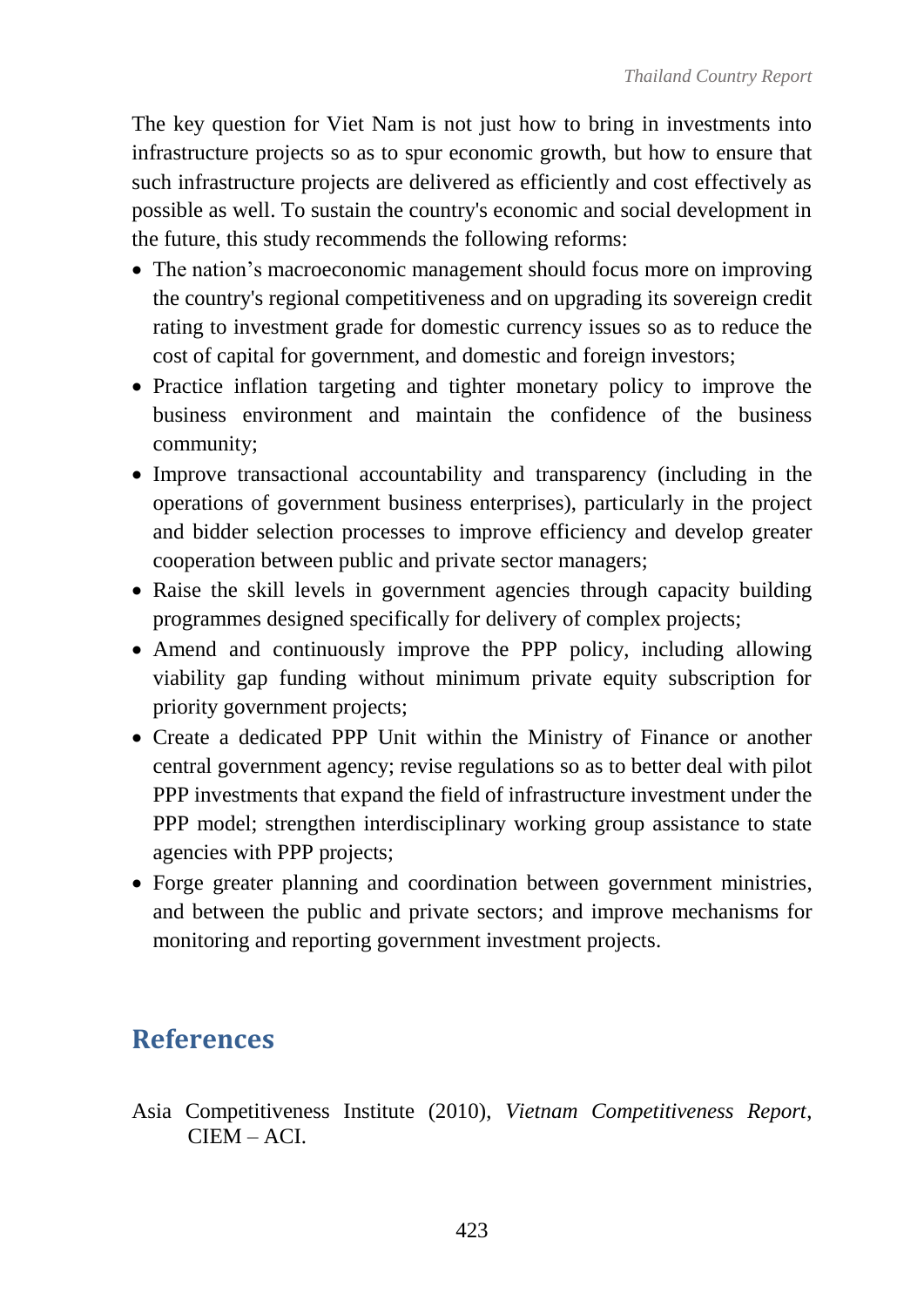The key question for Viet Nam is not just how to bring in investments into infrastructure projects so as to spur economic growth, but how to ensure that such infrastructure projects are delivered as efficiently and cost effectively as possible as well. To sustain the country's economic and social development in the future, this study recommends the following reforms:

- The nation's macroeconomic management should focus more on improving the country's regional competitiveness and on upgrading its sovereign credit rating to investment grade for domestic currency issues so as to reduce the cost of capital for government, and domestic and foreign investors;
- Practice inflation targeting and tighter monetary policy to improve the business environment and maintain the confidence of the business community;
- Improve transactional accountability and transparency (including in the operations of government business enterprises), particularly in the project and bidder selection processes to improve efficiency and develop greater cooperation between public and private sector managers;
- Raise the skill levels in government agencies through capacity building programmes designed specifically for delivery of complex projects;
- Amend and continuously improve the PPP policy, including allowing viability gap funding without minimum private equity subscription for priority government projects;
- Create a dedicated PPP Unit within the Ministry of Finance or another central government agency; revise regulations so as to better deal with pilot PPP investments that expand the field of infrastructure investment under the PPP model; strengthen interdisciplinary working group assistance to state agencies with PPP projects;
- Forge greater planning and coordination between government ministries, and between the public and private sectors; and improve mechanisms for monitoring and reporting government investment projects.

## References

Asia Competitiveness Institute (2010), *Vietnam Competitiveness Report*, CIEM – ACI.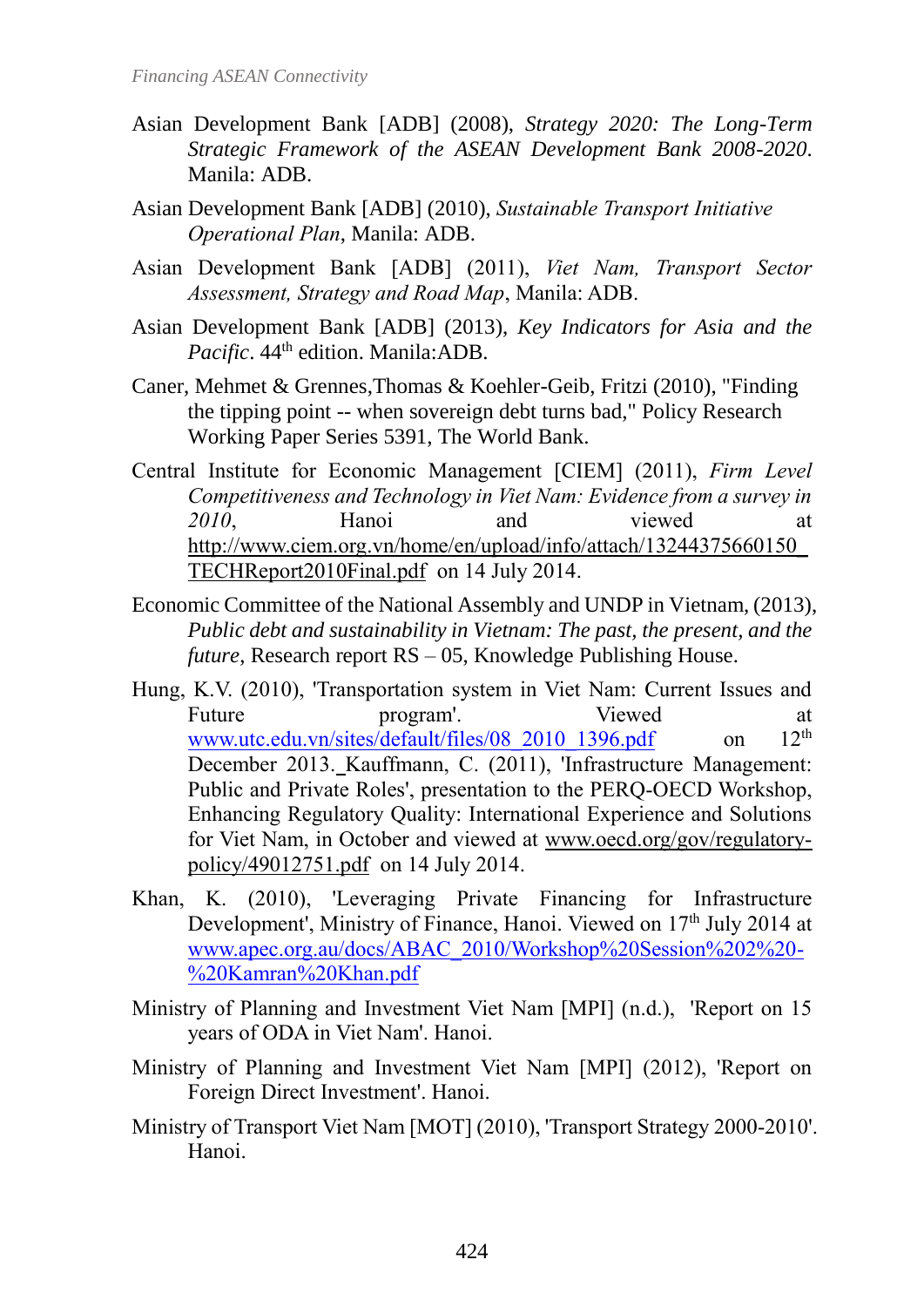Asian Development Bank [ADB] (2008), *Strategy 2020: The Long-Term Strategic Framework of the ASEAN Development Bank 2008-2020*. Manila: ADB.

Asian Development Bank [ADB] (2010), *Sustainable Transport Initiative Operational Plan*, Manila: ADB.

Asian Development Bank [ADB] (2011), *Viet Nam, Transport Sector Assessment, Strategy and Road Map*, Manila: ADB.

Asian Development Bank [ADB] (2013), *Key Indicators for Asia and the Pacific*. 44th edition. Manila:ADB.

Caner, Mehmet & Grennes,Thomas & Koehler-Geib, Fritzi (2010), "Finding the tipping point -- when sovereign debt turns bad," Policy Research Working Paper Series 5391, The World Bank.

Central Institute for Economic Management [CIEM] (2011), *Firm Level Competitiveness and Technology in Viet Nam: Evidence from a survey in 2010*, Hanoi and viewed at http://www.ciem.org.vn/home/en/upload/info/attach/13244375660150_TECHReport2010Final.pdf on 14 July 2014.

Economic Committee of the National Assembly and UNDP in Vietnam, (2013), *Public debt and sustainability in Vietnam: The past, the present, and the future*, Research report RS – 05, Knowledge Publishing House.

Hung, K.V. (2010), 'Transportation system in Viet Nam: Current Issues and Future program'. Viewed at www.utc.edu.vn/sites/default/files/08_2010_1396.pdf on 12th December 2013. Kauffmann, C. (2011), 'Infrastructure Management: Public and Private Roles', presentation to the PERQ-OECD Workshop, Enhancing Regulatory Quality: International Experience and Solutions for Viet Nam, in October and viewed at www.oecd.org/gov/regulatory-policy/49012751.pdf on 14 July 2014.

Khan, K. (2010), 'Leveraging Private Financing for Infrastructure Development', Ministry of Finance, Hanoi. Viewed on 17th July 2014 at www.apec.org.au/docs/ABAC_2010/Workshop%20Session%202%20-%20Kamran%20Khan.pdf

Ministry of Planning and Investment Viet Nam [MPI] (n.d.), 'Report on 15 years of ODA in Viet Nam'. Hanoi.

Ministry of Planning and Investment Viet Nam [MPI] (2012), 'Report on Foreign Direct Investment'. Hanoi.

Ministry of Transport Viet Nam [MOT] (2010), 'Transport Strategy 2000-2010'. Hanoi.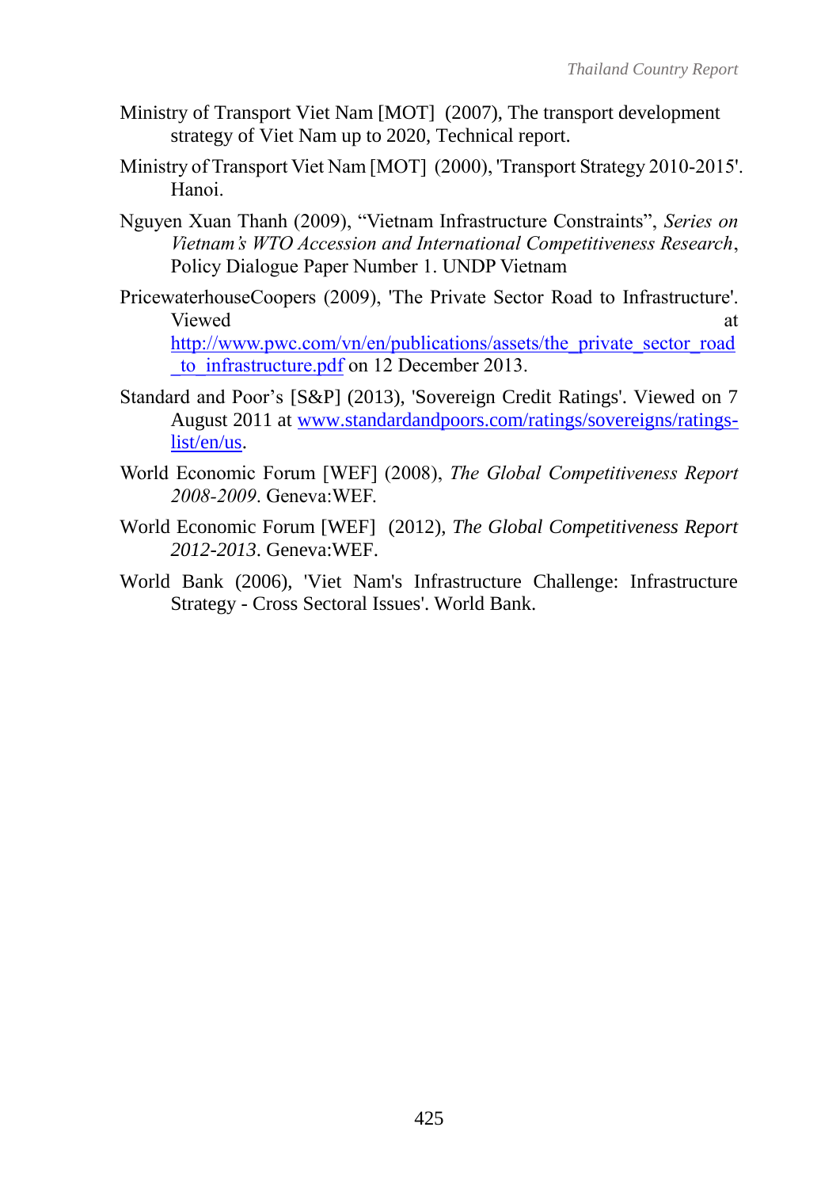Ministry of Transport Viet Nam [MOT] (2007), The transport development strategy of Viet Nam up to 2020, Technical report.

Ministry of Transport Viet Nam [MOT] (2000), 'Transport Strategy 2010-2015'. Hanoi.

Nguyen Xuan Thanh (2009), "Vietnam Infrastructure Constraints", *Series on Vietnam's WTO Accession and International Competitiveness Research*, Policy Dialogue Paper Number 1. UNDP Vietnam

PricewaterhouseCoopers (2009), 'The Private Sector Road to Infrastructure'. Viewed at http://www.pwc.com/vn/en/publications/assets/the_private_sector_road_to_infrastructure.pdf on 12 December 2013.

Standard and Poor's [S&P] (2013), 'Sovereign Credit Ratings'. Viewed on 7 August 2011 at www.standardandpoors.com/ratings/sovereigns/ratings-list/en/us.

World Economic Forum [WEF] (2008), *The Global Competitiveness Report 2008-2009*. Geneva:WEF.

World Economic Forum [WEF] (2012), *The Global Competitiveness Report 2012-2013*. Geneva:WEF.

World Bank (2006), 'Viet Nam's Infrastructure Challenge: Infrastructure Strategy - Cross Sectoral Issues'. World Bank.